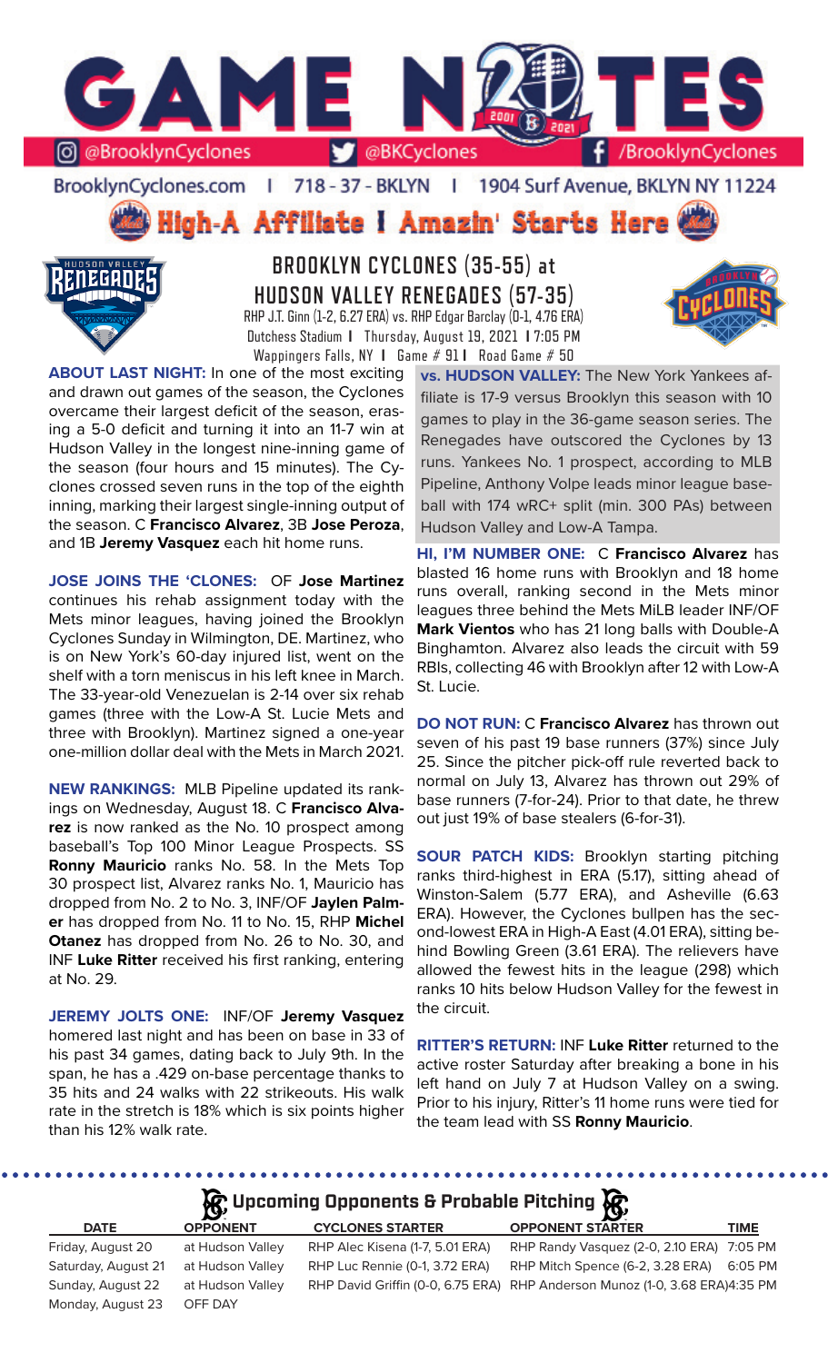# GAME NOTES

@BrooklynCyclones | @BKCyclones | /BrooklynCyclones

BrooklynCyclones.com | 718-37-BKLYN | 1904 Surf Avenue, BKLYN NY 11224

**High-A Affiliate | Amazin' Starts Here**

## BROOKLYN CYCLONES (35-55) at HUDSON VALLEY RENEGADES (57-35)

RHP J.T. Ginn (1-2, 6.27 ERA) vs. RHP Edgar Barclay (0-1, 4.76 ERA)
Dutchess Stadium | Thursday, August 19, 2021 | 7:05 PM
Wappingers Falls, NY | Game # 91 | Road Game # 50

**ABOUT LAST NIGHT:** In one of the most exciting and drawn out games of the season, the Cyclones overcame their largest deficit of the season, erasing a 5-0 deficit and turning it into an 11-7 win at Hudson Valley in the longest nine-inning game of the season (four hours and 15 minutes). The Cyclones crossed seven runs in the top of the eighth inning, marking their largest single-inning output of the season. C **Francisco Alvarez**, 3B **Jose Peroza**, and 1B **Jeremy Vasquez** each hit home runs.

**JOSE JOINS THE 'CLONES:** OF **Jose Martinez** continues his rehab assignment today with the Mets minor leagues, having joined the Brooklyn Cyclones Sunday in Wilmington, DE. Martinez, who is on New York's 60-day injured list, went on the shelf with a torn meniscus in his left knee in March. The 33-year-old Venezuelan is 2-14 over six rehab games (three with the Low-A St. Lucie Mets and three with Brooklyn). Martinez signed a one-year one-million dollar deal with the Mets in March 2021.

**NEW RANKINGS:** MLB Pipeline updated its rankings on Wednesday, August 18. C **Francisco Alvarez** is now ranked as the No. 10 prospect among baseball's Top 100 Minor League Prospects. SS **Ronny Mauricio** ranks No. 58. In the Mets Top 30 prospect list, Alvarez ranks No. 1, Mauricio has dropped from No. 2 to No. 3, INF/OF **Jaylen Palmer** has dropped from No. 11 to No. 15, RHP **Michel Otanez** has dropped from No. 26 to No. 30, and INF **Luke Ritter** received his first ranking, entering at No. 29.

**JEREMY JOLTS ONE:** INF/OF **Jeremy Vasquez** homered last night and has been on base in 33 of his past 34 games, dating back to July 9th. In the span, he has a .429 on-base percentage thanks to 35 hits and 24 walks with 22 strikeouts. His walk rate in the stretch is 18% which is six points higher than his 12% walk rate.

**vs. HUDSON VALLEY:** The New York Yankees affiliate is 17-9 versus Brooklyn this season with 10 games to play in the 36-game season series. The Renegades have outscored the Cyclones by 13 runs. Yankees No. 1 prospect, according to MLB Pipeline, Anthony Volpe leads minor league baseball with 174 wRC+ split (min. 300 PAs) between Hudson Valley and Low-A Tampa.

**HI, I'M NUMBER ONE:** C **Francisco Alvarez** has blasted 16 home runs with Brooklyn and 18 home runs overall, ranking second in the Mets minor leagues three behind the Mets MiLB leader INF/OF **Mark Vientos** who has 21 long balls with Double-A Binghamton. Alvarez also leads the circuit with 59 RBIs, collecting 46 with Brooklyn after 12 with Low-A St. Lucie.

**DO NOT RUN:** C **Francisco Alvarez** has thrown out seven of his past 19 base runners (37%) since July 25. Since the pitcher pick-off rule reverted back to normal on July 13, Alvarez has thrown out 29% of base runners (7-for-24). Prior to that date, he threw out just 19% of base stealers (6-for-31).

**SOUR PATCH KIDS:** Brooklyn starting pitching ranks third-highest in ERA (5.17), sitting ahead of Winston-Salem (5.77 ERA), and Asheville (6.63 ERA). However, the Cyclones bullpen has the second-lowest ERA in High-A East (4.01 ERA), sitting behind Bowling Green (3.61 ERA). The relievers have allowed the fewest hits in the league (298) which ranks 10 hits below Hudson Valley for the fewest in the circuit.

**RITTER'S RETURN:** INF **Luke Ritter** returned to the active roster Saturday after breaking a bone in his left hand on July 7 at Hudson Valley on a swing. Prior to his injury, Ritter's 11 home runs were tied for the team lead with SS **Ronny Mauricio**.

## Upcoming Opponents & Probable Pitching

| DATE | OPPONENT | CYCLONES STARTER | OPPONENT STARTER | TIME |
|---|---|---|---|---|
| Friday, August 20 | at Hudson Valley | RHP Alec Kisena (1-7, 5.01 ERA) | RHP Randy Vasquez (2-0, 2.10 ERA) | 7:05 PM |
| Saturday, August 21 | at Hudson Valley | RHP Luc Rennie (0-1, 3.72 ERA) | RHP Mitch Spence (6-2, 3.28 ERA) | 6:05 PM |
| Sunday, August 22 | at Hudson Valley | RHP David Griffin (0-0, 6.75 ERA) | RHP Anderson Munoz (1-0, 3.68 ERA) | 4:35 PM |
| Monday, August 23 | OFF DAY | | | |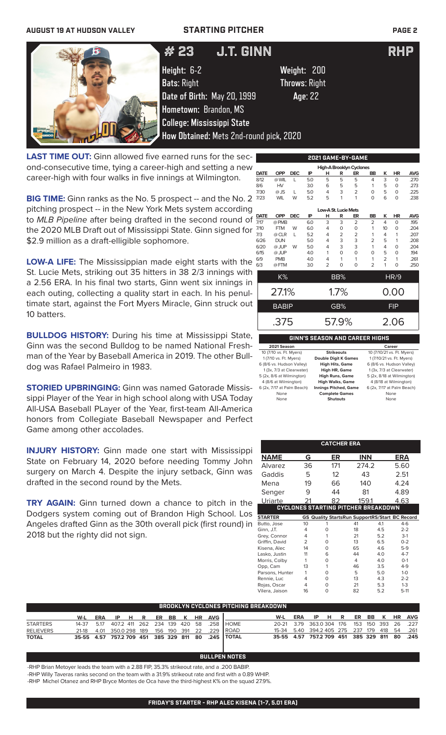# STARTING PITCHER

## # 23 J.T. GINN RHP

Height: 6-2
Weight: 200
Bats: Right
Throws: Right
Date of Birth: May 20, 1999
Age: 22
Hometown: Brandon, MS
College: Mississippi State
How Obtained: Mets 2nd-round pick, 2020

**LAST TIME OUT:** Ginn allowed five earned runs for the second-consecutive time, tying a career-high and setting a new career-high with four walks in five innings at Wilmington.

**BIG TIME:** Ginn ranks as the No. 5 prospect -- and the No. 2 pitching prospect -- in the New York Mets system according to *MLB Pipeline* after being drafted in the second round of the 2020 MLB Draft out of Mississippi State. Ginn signed for $2.9 million as a draft-eligible sophomore.

**LOW-A LIFE:** The Mississippian made eight starts with the St. Lucie Mets, striking out 35 hitters in 38 2/3 innings with a 2.56 ERA. In his final two starts, Ginn went six innings in each outing, collecting a quality start in each. In his penultimate start, against the Fort Myers Miracle, Ginn struck out 10 batters.

**BULLDOG HISTORY:** During his time at Mississippi State, Ginn was the second Bulldog to be named National Freshman of the Year by Baseball America in 2019. The other Bulldog was Rafael Palmeiro in 1983.

**STORIED UPBRINGING:** Ginn was named Gatorade Mississippi Player of the Year in high school along with USA Today All-USA Baseball PLayer of the Year, first-team All-America honors from Collegiate Baseball Newspaper and Perfect Game among other accolades.

**INJURY HISTORY:** Ginn made one start with Mississippi State on February 14, 2020 before needing Tommy John surgery on March 4. Despite the injury setback, Ginn was drafted in the second round by the Mets.

**TRY AGAIN:** Ginn turned down a chance to pitch in the Dodgers system coming out of Brandon High School. Los Angeles drafted Ginn as the 30th overall pick (first round) in 2018 but the righty did not sign.

### 2021 GAME-BY-GAME

**High-A Brooklyn Cyclones**

| DATE | OPP | DEC | IP | H | R | ER | BB | K | HR | AVG |
|---|---|---|---|---|---|---|---|---|---|---|
| 8/12 | @ WIL | L | 5.0 | 5 | 5 | 5 | 4 | 3 | 0 | .270 |
| 8/6 | HV | | 3.0 | 6 | 5 | 5 | 1 | 5 | 0 | .273 |
| 7/30 | @ JS | L | 5.0 | 4 | 3 | 2 | 0 | 5 | 0 | .225 |
| 7/23 | WIL | W | 5.2 | 5 | 1 | 1 | 0 | 6 | 0 | .238 |

**Low-A St. Lucie Mets**

| DATE | OPP | DEC | IP | H | R | ER | BB | K | HR | AVG |
|---|---|---|---|---|---|---|---|---|---|---|
| 7/17 | @ PMB | | 6.0 | 3 | 3 | 2 | 2 | 4 | 0 | .195 |
| 7/10 | FTM | W | 6.0 | 4 | 0 | 0 | 1 | 10 | 0 | .204 |
| 7/3 | @ CLR | L | 5.2 | 4 | 2 | 2 | 1 | 4 | 1 | .207 |
| 6/26 | DUN | | 5.0 | 4 | 3 | 3 | 2 | 5 | 1 | .208 |
| 6/20 | @ JUP | W | 5.0 | 4 | 3 | 3 | 1 | 4 | 0 | .204 |
| 6/15 | @ JUP | | 4.0 | 1 | 0 | 0 | 0 | 5 | 0 | .194 |
| 6/9 | PMB | | 4.0 | 4 | 1 | 1 | 1 | 2 | 1 | .261 |
| 6/3 | @ FTM | | 3.0 | 2 | 0 | 0 | 2 | 1 | 0 | .250 |

| K% | BB% | HR/9 |
|---|---|---|
| 27.1% | 1.7% | 0.00 |

| BABIP | GB% | FIP |
|---|---|---|
| .375 | 57.9% | 2.06 |

### GINN'S SEASON AND CAREER HIGHS

| 2021 Season | | Career |
|---|---|---|
| 10 (7/10 vs. Ft. Myers) | Strikeouts | 10 (7/10/21 vs. Ft. Myers) |
| 1 (7/10 vs. Ft. Myers) | Double Digit K Games | 1 (7/10/21 vs. Ft. Myers) |
| 6 (8/6 vs. Hudson Valley) | High Hits, Game | 6 (8/6 vs. Hudson Valley) |
| 1 (3x, 7/3 at Clearwater) | High HR, Game | 1 (3x, 7/3 at Clearwater) |
| 5 (2x, 8/6 at Wilmington) | High Runs, Game | 5 (2x, 8/18 at Wilmington) |
| 4 (8/6 at Wilmington) | High Walks, Game | 4 (8/18 at Wilmington) |
| 6 (2x, 7/17 at Palm Beach) | Innings Pitched, Game | 6 (2x, 7/17 at Palm Beach) |
| None | Complete Games | None |
| None | Shutouts | None |

### CATCHER ERA

| NAME | G | ER | INN | ERA |
|---|---|---|---|---|
| Alvarez | 36 | 171 | 274.2 | 5.60 |
| Gaddis | 5 | 12 | 43 | 2.51 |
| Mena | 19 | 66 | 140 | 4.24 |
| Senger | 9 | 44 | 81 | 4.89 |
| Uriarte | 21 | 82 | 159.1 | 4.63 |

### CYCLONES STARTING PITCHER BREAKDOWN

| STARTER | GS | Quality Starts | Run Support | RS/Start | BC Record |
|---|---|---|---|---|---|
| Butto, Jose | 10 | 1 | 41 | 4.1 | 4-6 |
| Ginn, J.T. | 4 | 0 | 18 | 4.5 | 2-2 |
| Grey, Connor | 4 | 1 | 21 | 5.2 | 3-1 |
| Griffin, David | 2 | 0 | 13 | 6.5 | 0-2 |
| Kisena, Alec | 14 | 0 | 65 | 4.6 | 5-9 |
| Lasko, Justin | 11 | 6 | 44 | 4.0 | 4-7 |
| Morris, Colby | 1 | 0 | 4 | 4.0 | 0-1 |
| Opp, Cam | 13 | 1 | 46 | 3.5 | 4-9 |
| Parsons, Hunter | 1 | 0 | 5 | 5.0 | 1-0 |
| Rennie, Luc | 4 | 0 | 13 | 4.3 | 2-2 |
| Rojas, Oscar | 4 | 0 | 21 | 5.3 | 1-3 |
| Vilera, Jaison | 16 | 0 | 82 | 5.2 | 5-11 |

### BROOKLYN CYCLONES PITCHING BREAKDOWN

| | W-L | ERA | IP | H | R | ER | BB | K | HR | AVG |
|---|---|---|---|---|---|---|---|---|---|---|
| STARTERS | 14-37 | 5.17 | 407.2 | 411 | 262 | 234 | 139 | 420 | 58 | .258 |
| RELIEVERS | 21-18 | 4.01 | 350.0 | 298 | 189 | 156 | 190 | 391 | 22 | .229 |
| TOTAL | 35-55 | 4.57 | 757.2 | 709 | 451 | 385 | 329 | 811 | 80 | .245 |

| | W-L | ERA | IP | H | R | ER | BB | K | HR | AVG |
|---|---|---|---|---|---|---|---|---|---|---|
| HOME | 20-21 | 3.79 | 363.0 | 304 | 176 | 153 | 150 | 393 | 26 | .227 |
| ROAD | 15-34 | 5.40 | 394.2 | 405 | 275 | 237 | 179 | 418 | 54 | .261 |
| TOTAL | 35-55 | 4.57 | 757.2 | 709 | 451 | 385 | 329 | 811 | 80 | .245 |

### BULLPEN NOTES

-RHP Brian Metoyer leads the team with a 2.88 FIP, 35.3% strikeout rate, and a .200 BABIP.

-RHP Willy Taveras ranks second on the team with a 31.9% strikeout rate and first with a 0.89 WHIP.

-RHP Michel Otanez and RHP Bryce Montes de Oca have the third-highest K% on the squad 27.9%.

### FRIDAY'S STARTER - RHP ALEC KISENA (1-7, 5.01 ERA)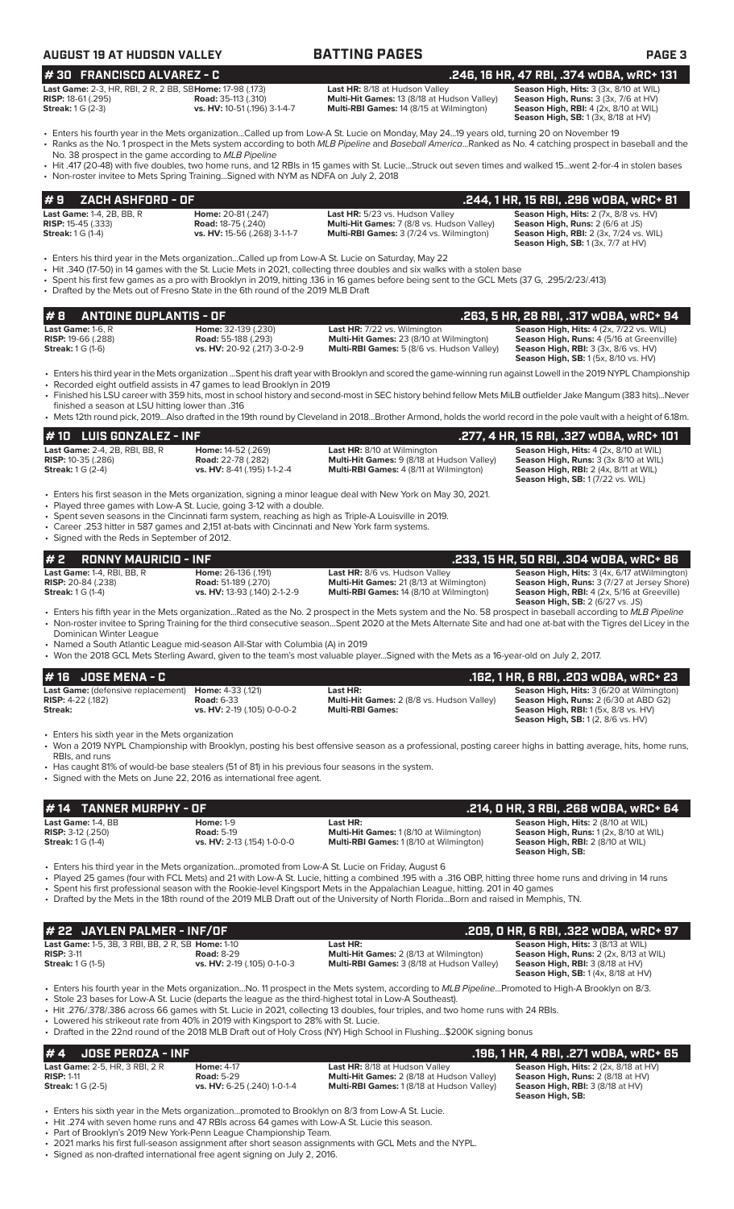## AUGUST 19 AT HUDSON VALLEY — BATTING PAGES

## # 30 FRANCISCO ALVAREZ - C — .246, 16 HR, 47 RBI, .374 wOBA, wRC+ 131

| | | | |
|---|---|---|---|
| **Last Game:** 2-3, HR, RBI, 2 R, 2 BB, SB | **Home:** 17-98 (.173) | **Last HR:** 8/18 at Hudson Valley | **Season High, Hits:** 3 (3x, 8/10 at WIL) |
| **RISP:** 18-61 (.295) | **Road:** 35-113 (.310) | **Multi-Hit Games:** 13 (8/18 at Hudson Valley) | **Season High, Runs:** 3 (3x, 7/6 at HV) |
| **Streak:** 1 G (2-3) | **vs. HV:** 10-51 (.196) 3-1-4-7 | **Multi-RBI Games:** 14 (8/15 at Wilmington) | **Season High, RBI:** 4 (2x, 8/10 at WIL) |
| | | | **Season High, SB:** 1 (3x, 8/18 at HV) |

- Enters his fourth year in the Mets organization...Called up from Low-A St. Lucie on Monday, May 24...19 years old, turning 20 on November 19
- Ranks as the No. 1 prospect in the Mets system according to both *MLB Pipeline* and *Baseball America*...Ranked as No. 4 catching prospect in baseball and the No. 38 prospect in the game according to *MLB Pipeline*
- Hit .417 (20-48) with five doubles, two home runs, and 12 RBIs in 15 games with St. Lucie...Struck out seven times and walked 15...went 2-for-4 in stolen bases
- Non-roster invitee to Mets Spring Training...Signed with NYM as NDFA on July 2, 2018

## # 9 ZACH ASHFORD - OF — .244, 1 HR, 15 RBI, .296 wOBA, wRC+ 81

| | | | |
|---|---|---|---|
| **Last Game:** 1-4, 2B, BB, R | **Home:** 20-81 (.247) | **Last HR:** 5/23 vs. Hudson Valley | **Season High, Hits:** 2 (7x, 8/8 vs. HV) |
| **RISP:** 15-45 (.333) | **Road:** 18-75 (.240) | **Multi-Hit Games:** 7 (8/8 vs. Hudson Valley) | **Season High, Runs:** 2 (6/6 at JS) |
| **Streak:** 1 G (1-4) | **vs. HV:** 15-56 (.268) 3-1-1-7 | **Multi-RBI Games:** 3 (7/24 vs. Wilmington) | **Season High, RBI:** 2 (3x, 7/24 vs. WIL) |
| | | | **Season High, SB:** 1 (3x, 7/7 at HV) |

- Enters his third year in the Mets organization...Called up from Low-A St. Lucie on Saturday, May 22
- Hit .340 (17-50) in 14 games with the St. Lucie Mets in 2021, collecting three doubles and six walks with a stolen base
- Spent his first few games as a pro with Brooklyn in 2019, hitting .136 in 16 games before being sent to the GCL Mets (37 G, .295/2/23/.413)
- Drafted by the Mets out of Fresno State in the 6th round of the 2019 MLB Draft

## # 8 ANTOINE DUPLANTIS - OF — .263, 5 HR, 28 RBI, .317 wOBA, wRC+ 94

| | | | |
|---|---|---|---|
| **Last Game:** 1-6, R | **Home:** 32-139 (.230) | **Last HR:** 7/22 vs. Wilmington | **Season High, Hits:** 4 (2x, 7/22 vs. WIL) |
| **RISP:** 19-66 (.288) | **Road:** 55-188 (.293) | **Multi-Hit Games:** 23 (8/10 at Wilmington) | **Season High, Runs:** 4 (5/16 at Greenville) |
| **Streak:** 1 G (1-6) | **vs. HV:** 20-92 (.217) 3-0-2-9 | **Multi-RBI Games:** 5 (8/6 vs. Hudson Valley) | **Season High, RBI:** 3 (3x, 8/6 vs. HV) |
| | | | **Season High, SB:** 1 (5x, 8/10 vs. HV) |

- Enters his third year in the Mets organization ...Spent his draft year with Brooklyn and scored the game-winning run against Lowell in the 2019 NYPL Championship
- Recorded eight outfield assists in 47 games to lead Brooklyn in 2019
- Finished his LSU career with 359 hits, most in school history and second-most in SEC history behind fellow Mets MiLB outfielder Jake Mangum (383 hits)...Never finished a season at LSU hitting lower than .316
- Mets 12th round pick, 2019...Also drafted in the 19th round by Cleveland in 2018...Brother Armond, holds the world record in the pole vault with a height of 6.18m.

## # 10 LUIS GONZALEZ - INF — .277, 4 HR, 15 RBI, .327 wOBA, wRC+ 101

| | | | |
|---|---|---|---|
| **Last Game:** 2-4, 2B, RBI, BB, R | **Home:** 14-52 (.269) | **Last HR:** 8/10 at Wilmington | **Season High, Hits:** 4 (2x, 8/10 at WIL) |
| **RISP:** 10-35 (.286) | **Road:** 22-78 (.282) | **Multi-Hit Games:** 9 (8/18 at Hudson Valley) | **Season High, Runs:** 3 (3x 8/10 at WIL) |
| **Streak:** 1 G (2-4) | **vs. HV:** 8-41 (.195) 1-1-2-4 | **Multi-RBI Games:** 4 (8/11 at Wilmington) | **Season High, RBI:** 2 (4x, 8/11 at WIL) |
| | | | **Season High, SB:** 1 (7/22 vs. WIL) |

- Enters his first season in the Mets organization, signing a minor league deal with New York on May 30, 2021.
- Played three games with Low-A St. Lucie, going 3-12 with a double.
- Spent seven seasons in the Cincinnati farm system, reaching as high as Triple-A Louisville in 2019.
- Career .253 hitter in 587 games and 2,151 at-bats with Cincinnati and New York farm systems.
- Signed with the Reds in September of 2012.

## # 2 RONNY MAURICIO - INF — .233, 15 HR, 50 RBI, .304 wOBA, wRC+ 86

| | | | |
|---|---|---|---|
| **Last Game:** 1-4, RBI, BB, R | **Home:** 26-136 (.191) | **Last HR:** 8/6 vs. Hudson Valley | **Season High, Hits:** 3 (4x, 6/17 atWilmington) |
| **RISP:** 20-84 (.238) | **Road:** 51-189 (.270) | **Multi-Hit Games:** 21 (8/13 at Wilmington) | **Season High, Runs:** 3 (7/27 at Jersey Shore) |
| **Streak:** 1 G (1-4) | **vs. HV:** 13-93 (.140) 2-1-2-9 | **Multi-RBI Games:** 14 (8/10 at Wilmington) | **Season High, RBI:** 4 (2x, 5/16 at Greeville) |
| | | | **Season High, SB:** 2 (6/27 vs. JS) |

- Enters his fifth year in the Mets organization...Rated as the No. 2 prospect in the Mets system and the No. 58 prospect in baseball according to *MLB Pipeline*
- Non-roster invitee to Spring Training for the third consecutive season...Spent 2020 at the Mets Alternate Site and had one at-bat with the Tigres del Licey in the Dominican Winter League
- Named a South Atlantic League mid-season All-Star with Columbia (A) in 2019
- Won the 2018 GCL Mets Sterling Award, given to the team's most valuable player...Signed with the Mets as a 16-year-old on July 2, 2017.

## # 16 JOSE MENA - C — .162, 1 HR, 6 RBI, .203 wOBA, wRC+ 23

| | | | |
|---|---|---|---|
| **Last Game:** (defensive replacement) | **Home:** 4-33 (.121) | **Last HR:** | **Season High, Hits:** 3 (6/20 at Wilmington) |
| **RISP:** 4-22 (.182) | **Road:** 6-33 | **Multi-Hit Games:** 2 (8/8 vs. Hudson Valley) | **Season High, Runs:** 2 (6/30 at ABD G2) |
| **Streak:** | **vs. HV:** 2-19 (.105) 0-0-0-2 | **Multi-RBI Games:** | **Season High, RBI:** 1 (5x, 8/8 vs. HV) |
| | | | **Season High, SB:** 1 (2, 8/6 vs. HV) |

- Enters his sixth year in the Mets organization
- Won a 2019 NYPL Championship with Brooklyn, posting his best offensive season as a professional, posting career highs in batting average, hits, home runs, RBIs, and runs
- Has caught 81% of would-be base stealers (51 of 81) in his previous four seasons in the system.
- Signed with the Mets on June 22, 2016 as international free agent.

## # 14 TANNER MURPHY - OF — .214, 0 HR, 3 RBI, .268 wOBA, wRC+ 64

| | | | |
|---|---|---|---|
| **Last Game:** 1-4, BB | **Home:** 1-9 | **Last HR:** | **Season High, Hits:** 2 (8/10 at WIL) |
| **RISP:** 3-12 (.250) | **Road:** 5-19 | **Multi-Hit Games:** 1 (8/10 at Wilmington) | **Season High, Runs:** 1 (2x, 8/10 at WIL) |
| **Streak:** 1 G (1-4) | **vs. HV:** 2-13 (.154) 1-0-0-0 | **Multi-RBI Games:** 1 (8/10 at Wilmington) | **Season High, RBI:** 2 (8/10 at WIL) |
| | | | **Season High, SB:** |

- Enters his third year in the Mets organization...promoted from Low-A St. Lucie on Friday, August 6
- Played 25 games (four with FCL Mets) and 21 with Low-A St. Lucie, hitting a combined .195 with a .316 OBP, hitting three home runs and driving in 14 runs
- Spent his first professional season with the Rookie-level Kingsport Mets in the Appalachian League, hitting .201 in 40 games
- Drafted by the Mets in the 18th round of the 2019 MLB Draft out of the University of North Florida...Born and raised in Memphis, TN.

## # 22 JAYLEN PALMER - INF/OF — .209, 0 HR, 6 RBI, .322 wOBA, wRC+ 97

| | | | |
|---|---|---|---|
| **Last Game:** 1-5, 3B, 3 RBI, BB, 2 R, SB | **Home:** 1-10 | **Last HR:** | **Season High, Hits:** 3 (8/13 at WIL) |
| **RISP:** 3-11 | **Road:** 8-29 | **Multi-Hit Games:** 2 (8/13 at Wilmington) | **Season High, Runs:** 2 (2x, 8/13 at WIL) |
| **Streak:** 1 G (1-5) | **vs. HV:** 2-19 (.105) 0-1-0-3 | **Multi-RBI Games:** 3 (8/18 at Hudson Valley) | **Season High, RBI:** 3 (8/18 at HV) |
| | | | **Season High, SB:** 1 (4x, 8/18 at HV) |

- Enters his fourth year in the Mets organization...No. 11 prospect in the Mets system, according to *MLB Pipeline*...Promoted to High-A Brooklyn on 8/3.
- Stole 23 bases for Low-A St. Lucie (departs the league as the third-highest total in Low-A Southeast).
- Hit .276/.378/.386 across 66 games with St. Lucie in 2021, collecting 13 doubles, four triples, and two home runs with 24 RBIs.
- Lowered his strikeout rate from 40% in 2019 with Kingsport to 28% with St. Lucie.
- Drafted in the 22nd round of the 2018 MLB Draft out of Holy Cross (NY) High School in Flushing...$200K signing bonus

## # 4 JOSE PEROZA - INF — .196, 1 HR, 4 RBI, .271 wOBA, wRC+ 65

| | | | |
|---|---|---|---|
| **Last Game:** 2-5, HR, 3 RBI, 2 R | **Home:** 4-17 | **Last HR:** 8/18 at Hudson Valley | **Season High, Hits:** 2 (2x, 8/18 at HV) |
| **RISP:** 1-11 | **Road:** 5-29 | **Multi-Hit Games:** 2 (8/18 at Hudson Valley) | **Season High, Runs:** 2 (8/18 at HV) |
| **Streak:** 1 G (2-5) | **vs. HV:** 6-25 (.240) 1-0-1-4 | **Multi-RBI Games:** 1 (8/18 at Hudson Valley) | **Season High, RBI:** 3 (8/18 at HV) |
| | | | **Season High, SB:** |

- Enters his sixth year in the Mets organization...promoted to Brooklyn on 8/3 from Low-A St. Lucie.
- Hit .274 with seven home runs and 47 RBIs across 64 games with Low-A St. Lucie this season.
- Part of Brooklyn's 2019 New York-Penn League Championship Team.
- 2021 marks his first full-season assignment after short season assignments with GCL Mets and the NYPL.
- Signed as non-drafted international free agent signing on July 2, 2016.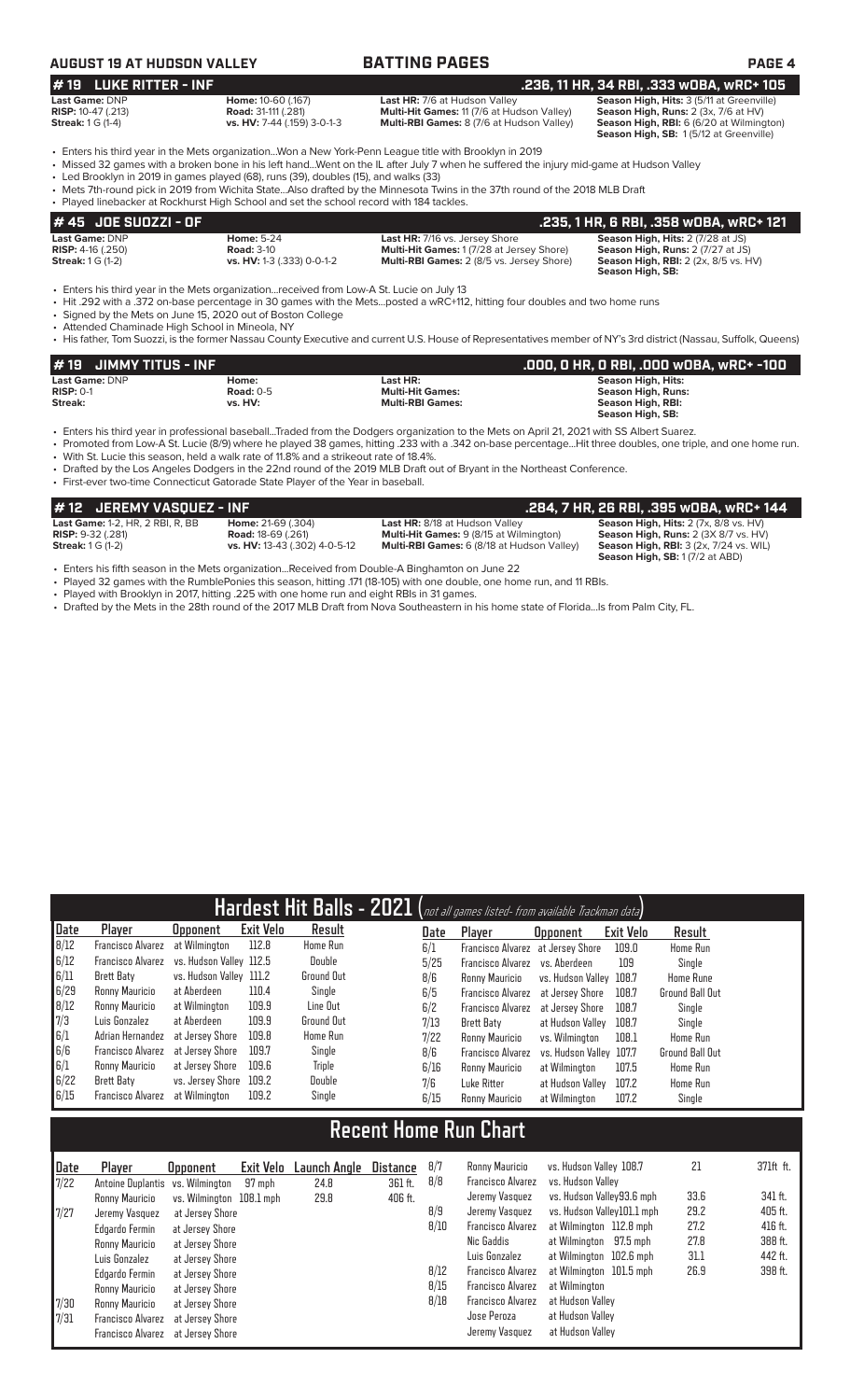## AUGUST 19 AT HUDSON VALLEY — BATTING PAGES

### # 19 LUKE RITTER - INF — .236, 11 HR, 34 RBI, .333 wOBA, wRC+ 105

**Last Game:** DNP
**RISP:** 10-47 (.213)
**Streak:** 1 G (1-4)

**Home:** 10-60 (.167)
**Road:** 31-111 (.281)
**vs. HV:** 7-44 (.159) 3-0-1-3

**Last HR:** 7/6 at Hudson Valley
**Multi-Hit Games:** 11 (7/6 at Hudson Valley)
**Multi-RBI Games:** 8 (7/6 at Hudson Valley)

**Season High, Hits:** 3 (5/11 at Greenville)
**Season High, Runs:** 2 (3x, 7/6 at HV)
**Season High, RBI:** 6 (6/20 at Wilmington)
**Season High, SB:** 1 (5/12 at Greenville)

- Enters his third year in the Mets organization...Won a New York-Penn League title with Brooklyn in 2019
- Missed 32 games with a broken bone in his left hand...Went on the IL after July 7 when he suffered the injury mid-game at Hudson Valley
- Led Brooklyn in 2019 in games played (68), runs (39), doubles (15), and walks (33)
- Mets 7th-round pick in 2019 from Wichita State...Also drafted by the Minnesota Twins in the 37th round of the 2018 MLB Draft
- Played linebacker at Rockhurst High School and set the school record with 184 tackles.

### # 45 JOE SUOZZI - OF — .235, 1 HR, 6 RBI, .358 wOBA, wRC+ 121

**Last Game:** DNP
**RISP:** 4-16 (.250)
**Streak:** 1 G (1-2)

**Home:** 5-24
**Road:** 3-10
**vs. HV:** 1-3 (.333) 0-0-1-2

**Last HR:** 7/16 vs. Jersey Shore
**Multi-Hit Games:** 1 (7/28 at Jersey Shore)
**Multi-RBI Games:** 2 (8/5 vs. Jersey Shore)

**Season High, Hits:** 2 (7/28 at JS)
**Season High, Runs:** 2 (7/27 at JS)
**Season High, RBI:** 2 (2x, 8/5 vs. HV)
**Season High, SB:**

- Enters his third year in the Mets organization...received from Low-A St. Lucie on July 13
- Hit .292 with a .372 on-base percentage in 30 games with the Mets...posted a wRC+112, hitting four doubles and two home runs
- Signed by the Mets on June 15, 2020 out of Boston College
- Attended Chaminade High School in Mineola, NY
- His father, Tom Suozzi, is the former Nassau County Executive and current U.S. House of Representatives member of NY's 3rd district (Nassau, Suffolk, Queens)

### # 19 JIMMY TITUS - INF — .000, 0 HR, 0 RBI, .000 wOBA, wRC+ -100

**Last Game:** DNP
**RISP:** 0-1
**Streak:**

**Home:**
**Road:** 0-5
**vs. HV:**

**Last HR:**
**Multi-Hit Games:**
**Multi-RBI Games:**

**Season High, Hits:**
**Season High, Runs:**
**Season High, RBI:**
**Season High, SB:**

- Enters his third year in professional baseball...Traded from the Dodgers organization to the Mets on April 21, 2021 with SS Albert Suarez.
- Promoted from Low-A St. Lucie (8/9) where he played 38 games, hitting .233 with a .342 on-base percentage...Hit three doubles, one triple, and one home run.
- With St. Lucie this season, held a walk rate of 11.8% and a strikeout rate of 18.4%.
- Drafted by the Los Angeles Dodgers in the 22nd round of the 2019 MLB Draft out of Bryant in the Northeast Conference.
- First-ever two-time Connecticut Gatorade State Player of the Year in baseball.

### # 12 JEREMY VASQUEZ - INF — .284, 7 HR, 26 RBI, .395 wOBA, wRC+ 144

**Last Game:** 1-2, HR, 2 RBI, R, BB
**RISP:** 9-32 (.281)
**Streak:** 1 G (1-2)

**Home:** 21-69 (.304)
**Road:** 18-69 (.261)
**vs. HV:** 13-43 (.302) 4-0-5-12

**Last HR:** 8/18 at Hudson Valley
**Multi-Hit Games:** 9 (8/15 at Wilmington)
**Multi-RBI Games:** 6 (8/18 at Hudson Valley)

**Season High, Hits:** 2 (7x, 8/8 vs. HV)
**Season High, Runs:** 2 (3X 8/7 vs. HV)
**Season High, RBI:** 3 (2x, 7/24 vs. WIL)
**Season High, SB:** 1 (7/2 at ABD)

- Enters his fifth season in the Mets organization...Received from Double-A Binghamton on June 22
- Played 32 games with the RumblePonies this season, hitting .171 (18-105) with one double, one home run, and 11 RBIs.
- Played with Brooklyn in 2017, hitting .225 with one home run and eight RBIs in 31 games.
- Drafted by the Mets in the 28th round of the 2017 MLB Draft from Nova Southeastern in his home state of Florida...Is from Palm City, FL.

## Hardest Hit Balls - 2021 (not all games listed- from available Trackman data)

| Date | Player | Opponent | Exit Velo | Result |
|---|---|---|---|---|
| 8/12 | Francisco Alvarez | at Wilmington | 112.8 | Home Run |
| 6/12 | Francisco Alvarez | vs. Hudson Valley | 112.5 | Double |
| 6/11 | Brett Baty | vs. Hudson Valley | 111.2 | Ground Out |
| 6/29 | Ronny Mauricio | at Aberdeen | 110.4 | Single |
| 8/12 | Ronny Mauricio | at Wilmington | 109.9 | Line Out |
| 7/3 | Luis Gonzalez | at Aberdeen | 109.9 | Ground Out |
| 6/1 | Adrian Hernandez | at Jersey Shore | 109.8 | Home Run |
| 6/6 | Francisco Alvarez | at Jersey Shore | 109.7 | Single |
| 6/1 | Ronny Mauricio | at Jersey Shore | 109.6 | Triple |
| 6/22 | Brett Baty | vs. Jersey Shore | 109.2 | Double |
| 6/15 | Francisco Alvarez | at Wilmington | 109.2 | Single |
| 6/1 | Francisco Alvarez | at Jersey Shore | 109.0 | Home Run |
| 5/25 | Francisco Alvarez | vs. Aberdeen | 109 | Single |
| 8/6 | Ronny Mauricio | vs. Hudson Valley | 108.7 | Home Rune |
| 6/5 | Francisco Alvarez | at Jersey Shore | 108.7 | Ground Ball Out |
| 6/2 | Francisco Alvarez | at Jersey Shore | 108.7 | Single |
| 7/13 | Brett Baty | at Hudson Valley | 108.7 | Single |
| 7/22 | Ronny Mauricio | vs. Wilmington | 108.1 | Home Run |
| 8/6 | Francisco Alvarez | vs. Hudson Valley | 107.7 | Ground Ball Out |
| 6/16 | Ronny Mauricio | at Wilmington | 107.5 | Home Run |
| 7/6 | Luke Ritter | at Hudson Valley | 107.2 | Home Run |
| 6/15 | Ronny Mauricio | at Wilmington | 107.2 | Single |

## Recent Home Run Chart

| Date | Player | Opponent | Exit Velo | Launch Angle | Distance |
|---|---|---|---|---|---|
| 7/22 | Antoine Duplantis | vs. Wilmington | 97 mph | 24.8 | 361 ft. |
| | Ronny Mauricio | vs. Wilmington | 108.1 mph | 29.8 | 406 ft. |
| 7/27 | Jeremy Vasquez | at Jersey Shore | | | |
| | Edgardo Fermin | at Jersey Shore | | | |
| | Ronny Mauricio | at Jersey Shore | | | |
| | Luis Gonzalez | at Jersey Shore | | | |
| | Edgardo Fermin | at Jersey Shore | | | |
| | Ronny Mauricio | at Jersey Shore | | | |
| 7/30 | Ronny Mauricio | at Jersey Shore | | | |
| 7/31 | Francisco Alvarez | at Jersey Shore | | | |
| | Francisco Alvarez | at Jersey Shore | | | |
| 8/7 | Ronny Mauricio | vs. Hudson Valley | 108.7 | 21 | 371ft. ft. |
| 8/8 | Francisco Alvarez | vs. Hudson Valley | | | |
| | Jeremy Vasquez | vs. Hudson Valley | 93.6 mph | 33.6 | 341 ft. |
| 8/9 | Jeremy Vasquez | vs. Hudson Valley | 101.1 mph | 29.2 | 405 ft. |
| 8/10 | Francisco Alvarez | at Wilmington | 112.8 mph | 27.2 | 416 ft. |
| | Nic Gaddis | at Wilmington | 97.5 mph | 27.8 | 388 ft. |
| | Luis Gonzalez | at Wilmington | 102.6 mph | 31.1 | 442 ft. |
| 8/12 | Francisco Alvarez | at Wilmington | 101.5 mph | 26.9 | 398 ft. |
| 8/15 | Francisco Alvarez | at Wilmington | | | |
| 8/18 | Francisco Alvarez | at Hudson Valley | | | |
| | Jose Peroza | at Hudson Valley | | | |
| | Jeremy Vasquez | at Hudson Valley | | | |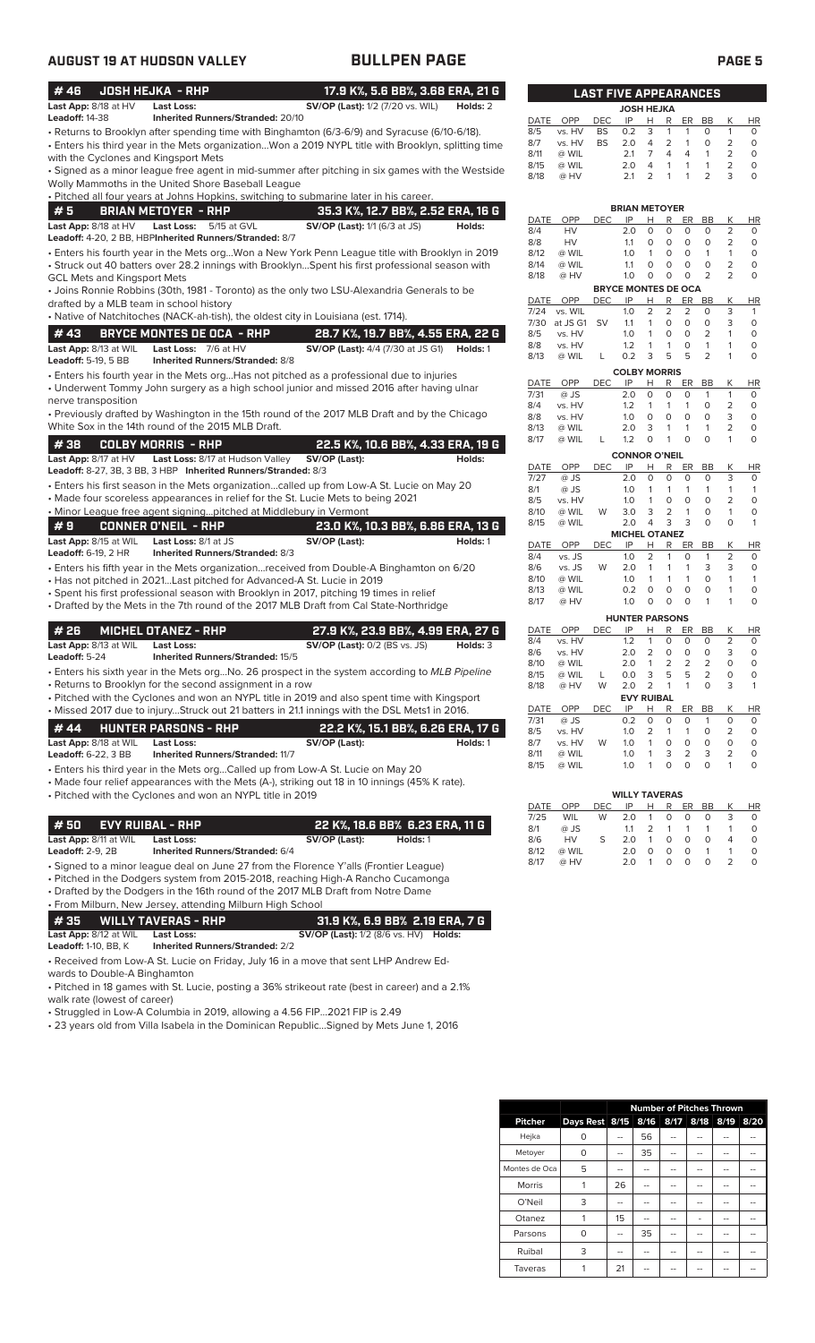# AUGUST 19 AT HUDSON VALLEY — BULLPEN PAGE

## #46 JOSH HEJKA - RHP — 17.9 K%, 5.6 BB%, 3.68 ERA, 21 G

**Last App:** 8/18 at HV **Last Loss:** **SV/OP (Last):** 1/2 (7/20 vs. WIL) **Holds:** 2
**Leadoff:** 14-38 **Inherited Runners/Stranded:** 20/10

- Returns to Brooklyn after spending time with Binghamton (6/3-6/9) and Syracuse (6/10-6/18).
- Enters his third year in the Mets organization...Won a 2019 NYPL title with Brooklyn, splitting time with the Cyclones and Kingsport Mets
- Signed as a minor league free agent in mid-summer after pitching in six games with the Westside Wolly Mammoths in the United Shore Baseball League
- Pitched all four years at Johns Hopkins, switching to submarine later in his career.

## #5 BRIAN METOYER - RHP — 35.3 K%, 12.7 BB%, 2.52 ERA, 16 G

**Last App:** 8/18 at HV **Last Loss:** 5/15 at GVL **SV/OP (Last):** 1/1 (6/3 at JS) **Holds:**
**Leadoff:** 4-20, 2 BB, HBP **Inherited Runners/Stranded:** 8/7

- Enters his fourth year in the Mets org...Won a New York Penn League title with Brooklyn in 2019
- Struck out 40 batters over 28.2 innings with Brooklyn...Spent his first professional season with GCL Mets and Kingsport Mets
- Joins Ronnie Robbins (30th, 1981 - Toronto) as the only two LSU-Alexandria Generals to be drafted by a MLB team in school history
- Native of Natchitoches (NACK-ah-tish), the oldest city in Louisiana (est. 1714).

## #43 BRYCE MONTES DE OCA - RHP — 28.7 K%, 19.7 BB%, 4.55 ERA, 22 G

**Last App:** 8/13 at WIL **Last Loss:** 7/6 at HV **SV/OP (Last):** 4/4 (7/30 at JS G1) **Holds:** 1
**Leadoff:** 5-19, 5 BB **Inherited Runners/Stranded:** 8/8

- Enters his fourth year in the Mets org...Has not pitched as a professional due to injuries
- Underwent Tommy John surgery as a high school junior and missed 2016 after having ulnar nerve transposition
- Previously drafted by Washington in the 15th round of the 2017 MLB Draft and by the Chicago White Sox in the 14th round of the 2015 MLB Draft.

## #38 COLBY MORRIS - RHP — 22.5 K%, 10.6 BB%, 4.33 ERA, 19 G

**Last App:** 8/17 at HV **Last Loss:** 8/17 at Hudson Valley **SV/OP (Last):** **Holds:**
**Leadoff:** 8-27, 3B, 3 BB, 3 HBP **Inherited Runners/Stranded:** 8/3

- Enters his first season in the Mets organization...called up from Low-A St. Lucie on May 20
- Made four scoreless appearances in relief for the St. Lucie Mets to being 2021
- Minor League free agent signing...pitched at Middlebury in Vermont

## #9 CONNER O'NEIL - RHP — 23.0 K%, 10.3 BB%, 6.86 ERA, 13 G

**Last App:** 8/15 at WIL **Last Loss:** 8/1 at JS **SV/OP (Last):** **Holds:** 1
**Leadoff:** 6-19, 2 HR **Inherited Runners/Stranded:** 8/3

- Enters his fifth year in the Mets organization...received from Double-A Binghamton on 6/20
- Has not pitched in 2021...Last pitched for Advanced-A St. Lucie in 2019
- Spent his first professional season with Brooklyn in 2017, pitching 19 times in relief
- Drafted by the Mets in the 7th round of the 2017 MLB Draft from Cal State-Northridge

## #26 MICHEL OTANEZ - RHP — 27.9 K%, 23.9 BB%, 4.99 ERA, 27 G

**Last App:** 8/13 at WIL **Last Loss:** **SV/OP (Last):** 0/2 (BS vs. JS) **Holds:** 3
**Leadoff:** 5-24 **Inherited Runners/Stranded:** 15/5

- Enters his sixth year in the Mets org...No. 26 prospect in the system according to *MLB Pipeline*
- Returns to Brooklyn for the second assignment in a row
- Pitched with the Cyclones and won an NYPL title in 2019 and also spent time with Kingsport
- Missed 2017 due to injury...Struck out 21 batters in 21.1 innings with the DSL Mets1 in 2016.

## #44 HUNTER PARSONS - RHP — 22.2 K%, 15.1 BB%, 6.26 ERA, 17 G

**Last App:** 8/18 at WIL **Last Loss:** **SV/OP (Last):** **Holds:** 1
**Leadoff:** 6-22, 3 BB **Inherited Runners/Stranded:** 11/7

- Enters his third year in the Mets org...Called up from Low-A St. Lucie on May 20
- Made four relief appearances with the Mets (A-), striking out 18 in 10 innings (45% K rate).
- Pitched with the Cyclones and won an NYPL title in 2019

## #50 EVY RUIBAL - RHP — 22 K%, 18.6 BB% 6.23 ERA, 11 G

**Last App:** 8/11 at WIL **Last Loss:** **SV/OP (Last):** **Holds:** 1
**Leadoff:** 2-9, 2B **Inherited Runners/Stranded:** 6/4

- Signed to a minor league deal on June 27 from the Florence Y'alls (Frontier League)
- Pitched in the Dodgers system from 2015-2018, reaching High-A Rancho Cucamonga
- Drafted by the Dodgers in the 16th round of the 2017 MLB Draft from Notre Dame
- From Milburn, New Jersey, attending Milburn High School

## #35 WILLY TAVERAS - RHP — 31.9 K%, 6.9 BB% 2.19 ERA, 7 G

**Last App:** 8/12 at WIL **Last Loss:** **SV/OP (Last):** 1/2 (8/6 vs. HV) **Holds:**
**Leadoff:** 1-10, BB, K **Inherited Runners/Stranded:** 2/2

- Received from Low-A St. Lucie on Friday, July 16 in a move that sent LHP Andrew Edwards to Double-A Binghamton
- Pitched in 18 games with St. Lucie, posting a 36% strikeout rate (best in career) and a 2.1% walk rate (lowest of career)
- Struggled in Low-A Columbia in 2019, allowing a 4.56 FIP...2021 FIP is 2.49
- 23 years old from Villa Isabela in the Dominican Republic...Signed by Mets June 1, 2016

## LAST FIVE APPEARANCES

**JOSH HEJKA**

| DATE | OPP | DEC | IP | H | R | ER | BB | K | HR |
|---|---|---|---|---|---|---|---|---|---|
| 8/5 | vs. HV | BS | 0.2 | 3 | 1 | 1 | 0 | 1 | 0 |
| 8/7 | vs. HV | BS | 2.0 | 4 | 2 | 1 | 0 | 2 | 0 |
| 8/11 | @ WIL | | 2.1 | 7 | 4 | 4 | 1 | 2 | 0 |
| 8/15 | @ WIL | | 2.0 | 4 | 1 | 1 | 1 | 2 | 0 |
| 8/18 | @ HV | | 2.1 | 2 | 1 | 1 | 2 | 3 | 0 |

**BRIAN METOYER**

| DATE | OPP | DEC | IP | H | R | ER | BB | K | HR |
|---|---|---|---|---|---|---|---|---|---|
| 8/4 | HV | | 2.0 | 0 | 0 | 0 | 0 | 2 | 0 |
| 8/8 | HV | | 1.1 | 0 | 0 | 0 | 0 | 2 | 0 |
| 8/12 | @ WIL | | 1.0 | 1 | 0 | 0 | 1 | 1 | 0 |
| 8/14 | @ WIL | | 1.1 | 0 | 0 | 0 | 0 | 2 | 0 |
| 8/18 | @ HV | | 1.0 | 0 | 0 | 0 | 2 | 2 | 0 |

**BRYCE MONTES DE OCA**

| DATE | OPP | DEC | IP | H | R | ER | BB | K | HR |
|---|---|---|---|---|---|---|---|---|---|
| 7/24 | vs. WIL | | 1.0 | 2 | 2 | 2 | 0 | 3 | 1 |
| 7/30 | at JS G1 | SV | 1.1 | 1 | 0 | 0 | 0 | 3 | 0 |
| 8/5 | vs. HV | | 1.0 | 1 | 0 | 0 | 2 | 1 | 0 |
| 8/8 | vs. HV | | 1.2 | 1 | 1 | 0 | 1 | 1 | 0 |
| 8/13 | @ WIL | L | 0.2 | 3 | 5 | 5 | 2 | 1 | 0 |

**COLBY MORRIS**

| DATE | OPP | DEC | IP | H | R | ER | BB | K | HR |
|---|---|---|---|---|---|---|---|---|---|
| 7/31 | @ JS | | 2.0 | 0 | 0 | 0 | 1 | 1 | 0 |
| 8/4 | vs. HV | | 1.2 | 1 | 1 | 1 | 0 | 2 | 0 |
| 8/8 | vs. HV | | 1.0 | 0 | 0 | 0 | 0 | 3 | 0 |
| 8/13 | @ WIL | | 2.0 | 3 | 1 | 1 | 1 | 2 | 0 |
| 8/17 | @ WIL | L | 1.2 | 0 | 1 | 0 | 0 | 1 | 0 |

**CONNOR O'NEIL**

| DATE | OPP | DEC | IP | H | R | ER | BB | K | HR |
|---|---|---|---|---|---|---|---|---|---|
| 7/27 | @ JS | | 2.0 | 0 | 0 | 0 | 0 | 3 | 0 |
| 8/1 | @ JS | | 1.0 | 1 | 1 | 1 | 1 | 1 | 1 |
| 8/5 | vs. HV | | 1.0 | 1 | 0 | 0 | 0 | 2 | 0 |
| 8/10 | @ WIL | W | 3.0 | 3 | 2 | 1 | 0 | 1 | 0 |
| 8/15 | @ WIL | | 2.0 | 4 | 3 | 3 | 0 | 0 | 1 |

**MICHEL OTANEZ**

| DATE | OPP | DEC | IP | H | R | ER | BB | K | HR |
|---|---|---|---|---|---|---|---|---|---|
| 8/4 | vs. JS | | 1.0 | 2 | 1 | 0 | 1 | 2 | 0 |
| 8/6 | vs. JS | W | 2.0 | 1 | 1 | 1 | 3 | 3 | 0 |
| 8/10 | @ WIL | | 1.0 | 1 | 1 | 1 | 0 | 1 | 1 |
| 8/13 | @ WIL | | 0.2 | 0 | 0 | 0 | 0 | 1 | 0 |
| 8/17 | @ HV | | 1.0 | 0 | 0 | 0 | 1 | 1 | 0 |

**HUNTER PARSONS**

| DATE | OPP | DEC | IP | H | R | ER | BB | K | HR |
|---|---|---|---|---|---|---|---|---|---|
| 8/4 | vs. HV | | 1.2 | 1 | 0 | 0 | 0 | 2 | 0 |
| 8/6 | vs. HV | | 2.0 | 2 | 0 | 0 | 0 | 3 | 0 |
| 8/10 | @ WIL | | 2.0 | 1 | 2 | 2 | 2 | 0 | 0 |
| 8/15 | @ WIL | L | 0.0 | 3 | 5 | 5 | 2 | 0 | 0 |
| 8/18 | @ HV | W | 2.0 | 2 | 1 | 1 | 0 | 3 | 1 |

**EVY RUIBAL**

| DATE | OPP | DEC | IP | H | R | ER | BB | K | HR |
|---|---|---|---|---|---|---|---|---|---|
| 7/31 | @ JS | | 0.2 | 0 | 0 | 0 | 1 | 0 | 0 |
| 8/5 | vs. HV | | 1.0 | 2 | 1 | 1 | 0 | 2 | 0 |
| 8/7 | vs. HV | W | 1.0 | 1 | 0 | 0 | 0 | 0 | 0 |
| 8/11 | @ WIL | | 1.0 | 1 | 3 | 2 | 3 | 2 | 0 |
| 8/15 | @ WIL | | 1.0 | 1 | 0 | 0 | 0 | 1 | 0 |

**WILLY TAVERAS**

| DATE | OPP | DEC | IP | H | R | ER | BB | K | HR |
|---|---|---|---|---|---|---|---|---|---|
| 7/25 | WIL | W | 2.0 | 1 | 0 | 0 | 0 | 3 | 0 |
| 8/1 | @ JS | | 1.1 | 2 | 1 | 1 | 1 | 1 | 0 |
| 8/6 | HV | S | 2.0 | 1 | 0 | 0 | 0 | 4 | 0 |
| 8/12 | @ WIL | | 2.0 | 0 | 0 | 0 | 1 | 1 | 0 |
| 8/17 | @ HV | | 2.0 | 1 | 0 | 0 | 0 | 2 | 0 |

## Number of Pitches Thrown

| Pitcher | Days Rest | 8/15 | 8/16 | 8/17 | 8/18 | 8/19 | 8/20 |
|---|---|---|---|---|---|---|---|
| Hejka | 0 | -- | 56 | -- | -- | -- | -- |
| Metoyer | 0 | -- | 35 | -- | -- | -- | -- |
| Montes de Oca | 5 | -- | -- | -- | -- | -- | -- |
| Morris | 1 | 26 | -- | -- | -- | -- | -- |
| O'Neil | 3 | -- | -- | -- | -- | -- | -- |
| Otanez | 1 | 15 | -- | -- | - | -- | -- |
| Parsons | 0 | -- | 35 | -- | -- | -- | -- |
| Ruibal | 3 | -- | -- | -- | -- | -- | -- |
| Taveras | 1 | 21 | -- | -- | -- | -- | -- |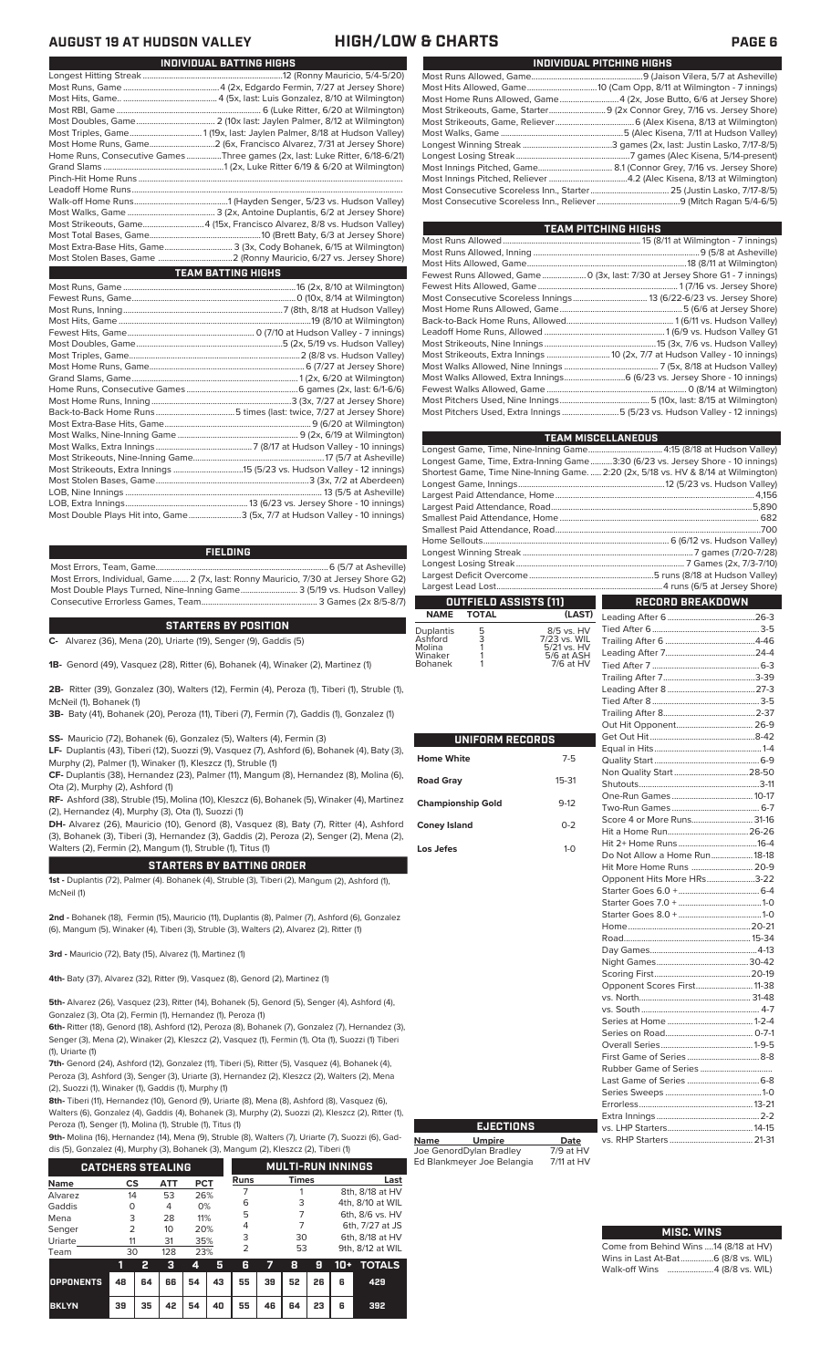## AUGUST 19 AT HUDSON VALLEY — HIGH/LOW & CHARTS

### INDIVIDUAL BATTING HIGHS

| | |
|---|---|
| Longest Hitting Streak | 12 (Ronny Mauricio, 5/4-5/20) |
| Most Runs, Game | 4 (2x, Edgardo Fermin, 7/27 at Jersey Shore) |
| Most Hits, Game. | 4 (5x, last: Luis Gonzalez, 8/10 at Wilmington) |
| Most RBI, Game | 6 (Luke Ritter, 6/20 at Wilmington) |
| Most Doubles, Game | 2 (10x last: Jaylen Palmer, 8/12 at Wilmington) |
| Most Triples, Game | 1 (19x, last: Jaylen Palmer, 8/18 at Hudson Valley) |
| Most Home Runs, Game | 2 (6x, Francisco Alvarez, 7/31 at Jersey Shore) |
| Home Runs, Consecutive Games | Three games (2x, last: Luke Ritter, 6/18-6/21) |
| Grand Slams | 1 (2x, Luke Ritter 6/19 & 6/20 at Wilmington) |
| Pinch-Hit Home Runs | |
| Leadoff Home Runs | |
| Walk-off Home Runs | 1 (Hayden Senger, 5/23 vs. Hudson Valley) |
| Most Walks, Game | 3 (2x, Antoine Duplantis, 6/2 at Jersey Shore) |
| Most Strikeouts, Game | 4 (15x, Francisco Alvarez, 8/8 vs. Hudson Valley) |
| Most Total Bases, Game | 10 (Brett Baty, 6/3 at Jersey Shore) |
| Most Extra-Base Hits, Game | 3 (3x, Cody Bohanek, 6/15 at Wilmington) |
| Most Stolen Bases, Game | 2 (Ronny Mauricio, 6/27 vs. Jersey Shore) |

### TEAM BATTING HIGHS

| | |
|---|---|
| Most Runs, Game | 16 (2x, 8/10 at Wilmington) |
| Fewest Runs, Game | 0 (10x, 8/14 at Wilmington) |
| Most Runs, Inning | 7 (8th, 8/18 at Hudson Valley) |
| Most Hits, Game | 19 (8/10 at Wilmington) |
| Fewest Hits, Game | 0 (7/10 at Hudson Valley - 7 innings) |
| Most Doubles, Game | 5 (2x, 5/19 vs. Hudson Valley) |
| Most Triples, Game | 2 (8/8 vs. Hudson Valley) |
| Most Home Runs, Game | 6 (7/27 at Jersey Shore) |
| Grand Slams, Game | 1 (2x, 6/20 at Wilmington) |
| Home Runs, Consecutive Games | 6 games (2x, last: 6/1-6/6) |
| Most Home Runs, Inning | 3 (3x, 7/27 at Jersey Shore) |
| Back-to-Back Home Runs | 5 times (last: twice, 7/27 at Jersey Shore) |
| Most Extra-Base Hits, Game | 9 (6/20 at Wilmington) |
| Most Walks, Nine-Inning Game | 9 (2x, 6/19 at Wilmington) |
| Most Walks, Extra Innings | 7 (8/17 at Hudson Valley - 10 innings) |
| Most Strikeouts, Nine-Inning Game | 17 (5/7 at Asheville) |
| Most Strikeouts, Extra Innings | 15 (5/23 vs. Hudson Valley - 12 innings) |
| Most Stolen Bases, Game | 3 (3x, 7/2 at Aberdeen) |
| LOB, Nine Innings | 13 (5/5 at Asheville) |
| LOB, Extra Innings | 13 (6/23 vs. Jersey Shore - 10 innings) |
| Most Double Plays Hit into, Game | 3 (5x, 7/7 at Hudson Valley - 10 innings) |

### FIELDING

| | |
|---|---|
| Most Errors, Team, Game | 6 (5/7 at Asheville) |
| Most Errors, Individual, Game | 2 (7x, last: Ronny Mauricio, 7/30 at Jersey Shore G2) |
| Most Double Plays Turned, Nine-Inning Game | 3 (5/19 vs. Hudson Valley) |
| Consecutive Errorless Games, Team | 3 Games (2x 8/5-8/7) |

### STARTERS BY POSITION

**C-** Alvarez (36), Mena (20), Uriarte (19), Senger (9), Gaddis (5)

**1B-** Genord (49), Vasquez (28), Ritter (6), Bohanek (4), Winaker (2), Martinez (1)

**2B-** Ritter (39), Gonzalez (30), Walters (12), Fermin (4), Peroza (1), Tiberi (1), Struble (1), McNeil (1), Bohanek (1)

**3B-** Baty (41), Bohanek (20), Peroza (11), Tiberi (7), Fermin (7), Gaddis (1), Gonzalez (1)

**SS-** Mauricio (72), Bohanek (6), Gonzalez (5), Walters (4), Fermin (3)

**LF-** Duplantis (43), Tiberi (12), Suozzi (9), Vasquez (7), Ashford (6), Bohanek (4), Baty (3), Murphy (2), Palmer (1), Winaker (1), Kleszcz (1), Struble (1)

**CF-** Duplantis (38), Hernandez (23), Palmer (11), Mangum (8), Hernandez (8), Molina (6), Ota (2), Murphy (2), Ashford (1)

**RF-** Ashford (38), Struble (15), Molina (10), Kleszcz (6), Bohanek (5), Winaker (4), Martinez (2), Hernandez (4), Murphy (3), Ota (1), Suozzi (1)

**DH-** Alvarez (26), Mauricio (10), Genord (8), Vasquez (8), Baty (7), Ritter (4), Ashford (3), Bohanek (3), Tiberi (3), Hernandez (3), Gaddis (2), Peroza (2), Senger (2), Mena (2), Walters (2), Fermin (2), Mangum (1), Struble (1), Titus (1)

### STARTERS BY BATTING ORDER

**1st -** Duplantis (72), Palmer (4). Bohanek (4), Struble (3), Tiberi (2), Mangum (2), Ashford (1), McNeil (1)

**2nd -** Bohanek (18), Fermin (15), Mauricio (11), Duplantis (8), Palmer (7), Ashford (6), Gonzalez (6), Mangum (5), Winaker (4), Tiberi (3), Struble (3), Walters (2), Alvarez (2), Ritter (1)

**3rd -** Mauricio (72), Baty (15), Alvarez (1), Martinez (1)

**4th-** Baty (37), Alvarez (32), Ritter (9), Vasquez (8), Genord (2), Martinez (1)

**5th-** Alvarez (26), Vasquez (23), Ritter (14), Bohanek (5), Genord (5), Senger (4), Ashford (4), Gonzalez (3), Ota (2), Fermin (1), Hernandez (1), Peroza (1)

**6th-** Ritter (18), Genord (18), Ashford (12), Peroza (8), Bohanek (7), Gonzalez (7), Hernandez (3), Senger (3), Mena (2), Winaker (2), Kleszcz (2), Vasquez (1), Fermin (1), Ota (1), Suozzi (1) Tiberi (1), Uriarte (1)

**7th-** Genord (24), Ashford (12), Gonzalez (11), Tiberi (5), Ritter (5), Vasquez (4), Bohanek (4), Peroza (3), Ashford (3), Senger (3), Uriarte (3), Hernandez (2), Kleszcz (2), Walters (2), Mena (2), Suozzi (1), Winaker (1), Gaddis (1), Murphy (1)

**8th-** Tiberi (11), Hernandez (10), Genord (9), Uriarte (8), Mena (8), Ashford (8), Vasquez (6), Walters (6), Gonzalez (4), Gaddis (4), Bohanek (3), Murphy (2), Suozzi (2), Kleszcz (2), Ritter (1), Peroza (1), Senger (1), Molina (1), Struble (1), Titus (1)

**9th-** Molina (16), Hernandez (14), Mena (9), Struble (8), Walters (7), Uriarte (7), Suozzi (6), Gaddis (5), Gonzalez (4), Murphy (3), Bohanek (3), Mangum (2), Kleszcz (2), Tiberi (1)

### CATCHERS STEALING

| Name | CS | ATT | PCT |
|---|---|---|---|
| Alvarez | 14 | 53 | 26% |
| Gaddis | 0 | 4 | 0% |
| Mena | 3 | 28 | 11% |
| Senger | 2 | 10 | 20% |
| Uriarte | 11 | 31 | 35% |
| Team | 30 | 128 | 23% |

### MULTI-RUN INNINGS

| Runs | Times | Last |
|---|---|---|
| 7 | 1 | 8th, 8/18 at HV |
| 6 | 3 | 4th, 8/10 at WIL |
| 5 | 7 | 6th, 8/6 vs. HV |
| 4 | 7 | 6th, 7/27 at JS |
| 3 | 30 | 6th, 8/18 at HV |
| 2 | 53 | 9th, 8/12 at WIL |

| | 1 | 2 | 3 | 4 | 5 | 6 | 7 | 8 | 9 | 10+ | TOTALS |
|---|---|---|---|---|---|---|---|---|---|---|---|
| OPPONENTS | 48 | 64 | 66 | 54 | 43 | 55 | 39 | 52 | 26 | 6 | 429 |
| BKLYN | 39 | 35 | 42 | 54 | 40 | 55 | 46 | 64 | 23 | 6 | 392 |

### INDIVIDUAL PITCHING HIGHS

| | |
|---|---|
| Most Runs Allowed, Game | 9 (Jaison Vilera, 5/7 at Asheville) |
| Most Hits Allowed, Game | 10 (Cam Opp, 8/11 at Wilmington - 7 innings) |
| Most Home Runs Allowed, Game | 4 (2x, Jose Butto, 6/6 at Jersey Shore) |
| Most Strikeouts, Game, Starter | 9 (2x Connor Grey, 7/16 vs. Jersey Shore) |
| Most Strikeouts, Game, Reliever | 6 (Alex Kisena, 8/13 at Wilmington) |
| Most Walks, Game | 5 (Alec Kisena, 7/11 at Hudson Valley) |
| Longest Winning Streak | 3 games (2x, last: Justin Lasko, 7/17-8/5) |
| Longest Losing Streak | 7 games (Alec Kisena, 5/14-present) |
| Most Innings Pitched, Game | 8.1 (Connor Grey, 7/16 vs. Jersey Shore) |
| Most Innings Pitched, Reliever | 4.2 (Alec Kisena, 8/13 at Wilmington) |
| Most Consecutive Scoreless Inn., Starter | 25 (Justin Lasko, 7/17-8/5) |
| Most Consecutive Scoreless Inn., Reliever | 9 (Mitch Ragan 5/4-6/5) |

### TEAM PITCHING HIGHS

| | |
|---|---|
| Most Runs Allowed | 15 (8/11 at Wilmington - 7 innings) |
| Most Runs Allowed, Inning | 9 (5/8 at Asheville) |
| Most Hits Allowed, Game | 18 (8/11 at Wilmington) |
| Fewest Runs Allowed, Game | 0 (3x, last: 7/30 at Jersey Shore G1 - 7 innings) |
| Fewest Hits Allowed, Game | 1 (7/16 vs. Jersey Shore) |
| Most Consecutive Scoreless Innings | 13 (6/22-6/23 vs. Jersey Shore) |
| Most Home Runs Allowed, Game | 5 (6/6 at Jersey Shore) |
| Back-to-Back Home Runs, Allowed | 1 (6/11 vs. Hudson Valley) |
| Leadoff Home Runs, Allowed | 1 (6/9 vs. Hudson Valley G1) |
| Most Strikeouts, Nine Innings | 15 (3x, 7/6 vs. Hudson Valley) |
| Most Strikeouts, Extra Innings | 10 (2x, 7/7 at Hudson Valley - 10 innings) |
| Most Walks Allowed, Nine Innings | 7 (5x, 8/18 at Hudson Valley) |
| Most Walks Allowed, Extra Innings | 6 (6/23 vs. Jersey Shore - 10 innings) |
| Fewest Walks Allowed, Game | 0 (8/14 at Wilmington) |
| Most Pitchers Used, Nine Innings | 5 (10x, last: 8/15 at Wilmington) |
| Most Pitchers Used, Extra Innings | 5 (5/23 vs. Hudson Valley - 12 innings) |

### TEAM MISCELLANEOUS

| | |
|---|---|
| Longest Game, Time, Nine-Inning Game | 4:15 (8/18 at Hudson Valley) |
| Longest Game, Time, Extra-Inning Game | 3:30 (6/23 vs. Jersey Shore - 10 innings) |
| Shortest Game, Time, Nine-Inning Game | 2:20 (2x, 5/18 vs. HV & 8/14 at Wilmington) |
| Longest Game, Innings | 12 (5/23 vs. Hudson Valley) |
| Largest Paid Attendance, Home | 4,156 |
| Largest Paid Attendance, Road | 5,890 |
| Smallest Paid Attendance, Home | 682 |
| Smallest Paid Attendance, Road | 700 |
| Home Sellouts | 6 (6/12 vs. Hudson Valley) |
| Longest Winning Streak | 7 games (7/20-7/28) |
| Longest Losing Streak | 7 Games (2x, 7/3-7/10) |
| Largest Deficit Overcome | 5 runs (8/18 at Hudson Valley) |
| Largest Lead Lost | 4 runs (6/5 at Jersey Shore) |

### OUTFIELD ASSISTS (11)

| NAME | TOTAL | (LAST) |
|---|---|---|
| Duplantis | 5 | 8/5 vs. HV |
| Ashford | 3 | 7/23 vs. WIL |
| Molina | 1 | 5/21 vs. HV |
| Winaker | 1 | 5/6 at ASH |
| Bohanek | 1 | 7/6 at HV |

### UNIFORM RECORDS

| | |
|---|---|
| Home White | 7-5 |
| Road Gray | 15-31 |
| Championship Gold | 9-12 |
| Coney Island | 0-2 |
| Los Jefes | 1-0 |

### RECORD BREAKDOWN

| | |
|---|---|
| Leading After 6 | 26-3 |
| Tied After 6 | 3-5 |
| Trailing After 6 | 4-46 |
| Leading After 7 | 24-4 |
| Tied After 7 | 6-3 |
| Trailing After 7 | 3-39 |
| Leading After 8 | 27-3 |
| Tied After 8 | 3-5 |
| Trailing After 8 | 2-37 |
| Out Hit Opponent | 26-9 |
| Get Out Hit | 8-42 |
| Equal in Hits | 1-4 |
| Quality Start | 6-9 |
| Non Quality Start | 28-50 |
| Shutouts | 3-11 |
| One-Run Games | 10-17 |
| Two-Run Games | 6-7 |
| Score 4 or More Runs | 31-16 |
| Hit a Home Run | 26-26 |
| Hit 2+ Home Runs | 16-4 |
| Do Not Allow a Home Run | 18-18 |
| Hit More Home Runs | 20-9 |
| Opponent Hits More HRs | 3-22 |
| Starter Goes 6.0 + | 6-4 |
| Starter Goes 7.0 + | 1-0 |
| Starter Goes 8.0 + | 1-0 |
| Home | 20-21 |
| Road | 15-34 |
| Day Games | 4-13 |
| Night Games | 30-42 |
| Scoring First | 20-19 |
| Opponent Scores First | 11-38 |
| vs. North | 31-48 |
| vs. South | 4-7 |
| Series at Home | 1-2-4 |
| Series on Road | 0-7-1 |
| Overall Series | 1-9-5 |
| First Game of Series | 8-8 |
| Rubber Game of Series | |
| Last Game of Series | 6-8 |
| Series Sweeps | 1-0 |
| Errorless | 13-21 |
| Extra Innings | 2-2 |
| vs. LHP Starters | 14-15 |
| vs. RHP Starters | 21-31 |

### EJECTIONS

| Name | Umpire | Date |
|---|---|---|
| Joe Genord | Dylan Bradley | 7/9 at HV |
| Ed Blankmeyer | Joe Belangia | 7/11 at HV |

### MISC. WINS

| | |
|---|---|
| Come from Behind Wins | 14 (8/18 at HV) |
| Wins in Last At-Bat | 6 (8/8 vs. WIL) |
| Walk-off Wins | 4 (8/8 vs. WIL) |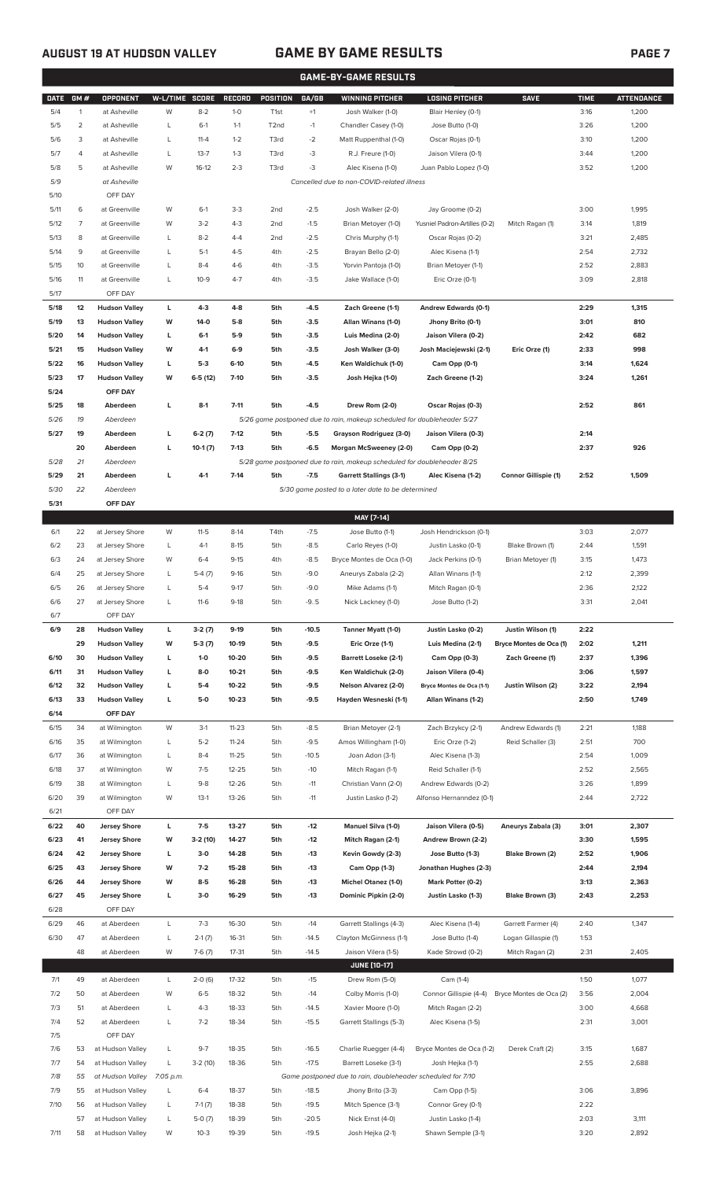# AUGUST 19 AT HUDSON VALLEY — GAME BY GAME RESULTS

## GAME-BY-GAME RESULTS

| DATE | GM # | OPPONENT | W-L/TIME | SCORE | RECORD | POSITION | GA/GB | WINNING PITCHER | LOSING PITCHER | SAVE | TIME | ATTENDANCE |
|---|---|---|---|---|---|---|---|---|---|---|---|---|
| 5/4 | 1 | at Asheville | W | 8-2 | 1-0 | T1st | +1 | Josh Walker (1-0) | Blair Henley (0-1) | | 3:16 | 1,200 |
| 5/5 | 2 | at Asheville | L | 6-1 | 1-1 | T2nd | -1 | Chandler Casey (1-0) | Jose Butto (1-0) | | 3:26 | 1,200 |
| 5/6 | 3 | at Asheville | L | 11-4 | 1-2 | T3rd | -2 | Matt Ruppenthal (1-0) | Oscar Rojas (0-1) | | 3:10 | 1,200 |
| 5/7 | 4 | at Asheville | L | 13-7 | 1-3 | T3rd | -3 | R.J. Freure (1-0) | Jaison Vilera (0-1) | | 3:44 | 1,200 |
| 5/8 | 5 | at Asheville | W | 16-12 | 2-3 | T3rd | -3 | Alec Kisena (1-0) | Juan Pablo Lopez (1-0) | | 3:52 | 1,200 |
| 5/9 | | at Asheville | | | | | | Cancelled due to non-COVID-related illness | | | | |
| 5/10 | | OFF DAY | | | | | | | | | | |
| 5/11 | 6 | at Greenville | W | 6-1 | 3-3 | 2nd | -2.5 | Josh Walker (2-0) | Jay Groome (0-2) | | 3:00 | 1,995 |
| 5/12 | 7 | at Greenville | W | 3-2 | 4-3 | 2nd | -1.5 | Brian Metoyer (1-0) | Yusniel Padron-Artilles (0-2) | Mitch Ragan (1) | 3:14 | 1,819 |
| 5/13 | 8 | at Greenville | L | 8-2 | 4-4 | 2nd | -2.5 | Chris Murphy (1-1) | Oscar Rojas (0-2) | | 3:21 | 2,485 |
| 5/14 | 9 | at Greenville | L | 5-1 | 4-5 | 4th | -2.5 | Brayan Bello (2-0) | Alec Kisena (1-1) | | 2:54 | 2,732 |
| 5/15 | 10 | at Greenville | L | 8-4 | 4-6 | 4th | -3.5 | Yorvin Pantoja (1-0) | Brian Metoyer (1-1) | | 2:52 | 2,883 |
| 5/16 | 11 | at Greenville | L | 10-9 | 4-7 | 4th | -3.5 | Jake Wallace (1-0) | Eric Orze (0-1) | | 3:09 | 2,818 |
| 5/17 | | OFF DAY | | | | | | | | | | |
| **5/18** | **12** | **Hudson Valley** | **L** | **4-3** | **4-8** | **5th** | **-4.5** | **Zach Greene (1-1)** | **Andrew Edwards (0-1)** | | **2:29** | **1,315** |
| **5/19** | **13** | **Hudson Valley** | **W** | **14-0** | **5-8** | **5th** | **-3.5** | **Allan Winans (1-0)** | **Jhony Brito (0-1)** | | **3:01** | **810** |
| **5/20** | **14** | **Hudson Valley** | **L** | **6-1** | **5-9** | **5th** | **-3.5** | **Luis Medina (2-0)** | **Jaison Vilera (0-2)** | | **2:42** | **682** |
| **5/21** | **15** | **Hudson Valley** | **W** | **4-1** | **6-9** | **5th** | **-3.5** | **Josh Walker (3-0)** | **Josh Maciejewski (2-1)** | **Eric Orze (1)** | **2:33** | **998** |
| **5/22** | **16** | **Hudson Valley** | **L** | **5-3** | **6-10** | **5th** | **-4.5** | **Ken Waldichuk (1-0)** | **Cam Opp (0-1)** | | **3:14** | **1,624** |
| **5/23** | **17** | **Hudson Valley** | **W** | **6-5 (12)** | **7-10** | **5th** | **-3.5** | **Josh Hejka (1-0)** | **Zach Greene (1-2)** | | **3:24** | **1,261** |
| **5/24** | | **OFF DAY** | | | | | | | | | | |
| **5/25** | **18** | **Aberdeen** | **L** | **8-1** | **7-11** | **5th** | **-4.5** | **Drew Rom (2-0)** | **Oscar Rojas (0-3)** | | **2:52** | **861** |
| *5/26* | *19* | *Aberdeen* | | | | | | *5/26 game postponed due to rain, makeup scheduled for doubleheader 5/27* | | | | |
| **5/27** | **19** | **Aberdeen** | **L** | **6-2 (7)** | **7-12** | **5th** | **-5.5** | **Grayson Rodriguez (3-0)** | **Jaison Vilera (0-3)** | | **2:14** | |
| | **20** | **Aberdeen** | **L** | **10-1 (7)** | **7-13** | **5th** | **-6.5** | **Morgan McSweeney (2-0)** | **Cam Opp (0-2)** | | **2:37** | **926** |
| *5/28* | *21* | *Aberdeen* | | | | | | *5/28 game postponed due to rain, makeup scheduled for doubleheader 8/25* | | | | |
| **5/29** | **21** | **Aberdeen** | **L** | **4-1** | **7-14** | **5th** | **-7.5** | **Garrett Stallings (3-1)** | **Alec Kisena (1-2)** | **Connor Gillispie (1)** | **2:52** | **1,509** |
| *5/30* | *22* | *Aberdeen* | | | | | | *5/30 game posted to a later date to be determined* | | | | |
| **5/31** | | **OFF DAY** | | | | | | | | | | |
| | | | | | | | | **MAY [7-14]** | | | | |
| 6/1 | 22 | at Jersey Shore | W | 11-5 | 8-14 | T4th | -7.5 | Jose Butto (1-1) | Josh Hendrickson (0-1) | | 3:03 | 2,077 |
| 6/2 | 23 | at Jersey Shore | L | 4-1 | 8-15 | 5th | -8.5 | Carlo Reyes (1-0) | Justin Lasko (0-1) | Blake Brown (1) | 2:44 | 1,591 |
| 6/3 | 24 | at Jersey Shore | W | 6-4 | 9-15 | 4th | -8.5 | Bryce Montes de Oca (1-0) | Jack Perkins (0-1) | Brian Metoyer (1) | 3:15 | 1,473 |
| 6/4 | 25 | at Jersey Shore | L | 5-4 (7) | 9-16 | 5th | -9.0 | Aneurys Zabala (2-2) | Allan Winans (1-1) | | 2:12 | 2,399 |
| 6/5 | 26 | at Jersey Shore | L | 5-4 | 9-17 | 5th | -9.0 | Mike Adams (1-1) | Mitch Ragan (0-1) | | 2:36 | 2,122 |
| 6/6 | 27 | at Jersey Shore | L | 11-6 | 9-18 | 5th | -9..5 | Nick Lackney (1-0) | Jose Butto (1-2) | | 3:31 | 2,041 |
| 6/7 | | OFF DAY | | | | | | | | | | |
| **6/9** | **28** | **Hudson Valley** | **L** | **3-2 (7)** | **9-19** | **5th** | **-10.5** | **Tanner Myatt (1-0)** | **Justin Lasko (0-2)** | **Justin Wilson (1)** | **2:22** | |
| | **29** | **Hudson Valley** | **W** | **5-3 (7)** | **10-19** | **5th** | **-9.5** | **Eric Orze (1-1)** | **Luis Medina (2-1)** | **Bryce Montes de Oca (1)** | **2:02** | **1,211** |
| **6/10** | **30** | **Hudson Valley** | **L** | **1-0** | **10-20** | **5th** | **-9.5** | **Barrett Loseke (2-1)** | **Cam Opp (0-3)** | **Zach Greene (1)** | **2:37** | **1,396** |
| **6/11** | **31** | **Hudson Valley** | **L** | **8-0** | **10-21** | **5th** | **-9.5** | **Ken Waldichuk (2-0)** | **Jaison Vilera (0-4)** | | **3:06** | **1,597** |
| **6/12** | **32** | **Hudson Valley** | **L** | **5-4** | **10-22** | **5th** | **-9.5** | **Nelson Alvarez (2-0)** | **Bryce Montes de Oca (1-1)** | **Justin Wilson (2)** | **3:22** | **2,194** |
| **6/13** | **33** | **Hudson Valley** | **L** | **5-0** | **10-23** | **5th** | **-9.5** | **Hayden Wesneski (1-1)** | **Allan Winans (1-2)** | | **2:50** | **1,749** |
| **6/14** | | **OFF DAY** | | | | | | | | | | |
| 6/15 | 34 | at Wilmington | W | 3-1 | 11-23 | 5th | -8.5 | Brian Metoyer (2-1) | Zach Brzykcy (2-1) | Andrew Edwards (1) | 2:21 | 1,188 |
| 6/16 | 35 | at Wilmington | L | 5-2 | 11-24 | 5th | -9.5 | Amos Willingham (1-0) | Eric Orze (1-2) | Reid Schaller (3) | 2:51 | 700 |
| 6/17 | 36 | at Wilmington | L | 8-4 | 11-25 | 5th | -10.5 | Joan Adon (3-1) | Alec Kisena (1-3) | | 2:54 | 1,009 |
| 6/18 | 37 | at Wilmington | W | 7-5 | 12-25 | 5th | -10 | Mitch Ragan (1-1) | Reid Schaller (1-1) | | 2:52 | 2,565 |
| 6/19 | 38 | at Wilmington | L | 9-8 | 12-26 | 5th | -11 | Christian Vann (2-0) | Andrew Edwards (0-2) | | 3:26 | 1,899 |
| 6/20 | 39 | at Wilmington | W | 13-1 | 13-26 | 5th | -11 | Justin Lasko (1-2) | Alfonso Hernanndez (0-1) | | 2:44 | 2,722 |
| 6/21 | | OFF DAY | | | | | | | | | | |
| **6/22** | **40** | **Jersey Shore** | **L** | **7-5** | **13-27** | **5th** | **-12** | **Manuel Silva (1-0)** | **Jaison Vilera (0-5)** | **Aneurys Zabala (3)** | **3:01** | **2,307** |
| **6/23** | **41** | **Jersey Shore** | **W** | **3-2 (10)** | **14-27** | **5th** | **-12** | **Mitch Ragan (2-1)** | **Andrew Brown (2-2)** | | **3:30** | **1,595** |
| **6/24** | **42** | **Jersey Shore** | **L** | **3-0** | **14-28** | **5th** | **-13** | **Kevin Gowdy (2-3)** | **Jose Butto (1-3)** | **Blake Brown (2)** | **2:52** | **1,906** |
| **6/25** | **43** | **Jersey Shore** | **W** | **7-2** | **15-28** | **5th** | **-13** | **Cam Opp (1-3)** | **Jonathan Hughes (2-3)** | | **2:44** | **2,194** |
| **6/26** | **44** | **Jersey Shore** | **W** | **8-5** | **16-28** | **5th** | **-13** | **Michel Otanez (1-0)** | **Mark Potter (0-2)** | | **3:13** | **2,363** |
| **6/27** | **45** | **Jersey Shore** | **L** | **3-0** | **16-29** | **5th** | **-13** | **Dominic Pipkin (2-0)** | **Justin Lasko (1-3)** | **Blake Brown (3)** | **2:43** | **2,253** |
| 6/28 | | OFF DAY | | | | | | | | | | |
| 6/29 | 46 | at Aberdeen | L | 7-3 | 16-30 | 5th | -14 | Garrett Stallings (4-3) | Alec Kisena (1-4) | Garrett Farmer (4) | 2:40 | 1,347 |
| 6/30 | 47 | at Aberdeen | L | 2-1 (7) | 16-31 | 5th | -14.5 | Clayton McGinness (1-1) | Jose Butto (1-4) | Logan Gillaspie (1) | 1:53 | |
| | 48 | at Aberdeen | W | 7-6 (7) | 17-31 | 5th | -14.5 | Jaison Vilera (1-5) | Kade Strowd (0-2) | Mitch Ragan (2) | 2:31 | 2,405 |
| | | | | | | | | **JUNE [10-17]** | | | | |
| 7/1 | 49 | at Aberdeen | L | 2-0 (6) | 17-32 | 5th | -15 | Drew Rom (5-0) | Cam (1-4) | | 1:50 | 1,077 |
| 7/2 | 50 | at Aberdeen | W | 6-5 | 18-32 | 5th | -14 | Colby Morris (1-0) | Connor Gillispie (4-4) | Bryce Montes de Oca (2) | 3:56 | 2,004 |
| 7/3 | 51 | at Aberdeen | L | 4-3 | 18-33 | 5th | -14.5 | Xavier Moore (1-0) | Mitch Ragan (2-2) | | 3:00 | 4,668 |
| 7/4 | 52 | at Aberdeen | L | 7-2 | 18-34 | 5th | -15.5 | Garrett Stallings (5-3) | Alec Kisena (1-5) | | 2:31 | 3,001 |
| 7/5 | | OFF DAY | | | | | | | | | | |
| 7/6 | 53 | at Hudson Valley | L | 9-7 | 18-35 | 5th | -16.5 | Charlie Ruegger (4-4) | Bryce Montes de Oca (1-2) | Derek Craft (2) | 3:15 | 1,687 |
| 7/7 | 54 | at Hudson Valley | L | 3-2 (10) | 18-36 | 5th | -17.5 | Barrett Loseke (3-1) | Josh Hejka (1-1) | | 2:55 | 2,688 |
| *7/8* | *55* | *at Hudson Valley* | *7:05 p.m.* | | | | | *Game postponed due to rain, doubleheader scheduled for 7/10* | | | | |
| 7/9 | 55 | at Hudson Valley | L | 6-4 | 18-37 | 5th | -18.5 | Jhony Brito (3-3) | Cam Opp (1-5) | | 3:06 | 3,896 |
| 7/10 | 56 | at Hudson Valley | L | 7-1 (7) | 18-38 | 5th | -19.5 | Mitch Spence (3-1) | Connor Grey (0-1) | | 2:22 | |
| | 57 | at Hudson Valley | L | 5-0 (7) | 18-39 | 5th | -20.5 | Nick Ernst (4-0) | Justin Lasko (1-4) | | 2:03 | 3,111 |
| 7/11 | 58 | at Hudson Valley | W | 10-3 | 19-39 | 5th | -19.5 | Josh Hejka (2-1) | Shawn Semple (3-1) | | 3:20 | 2,892 |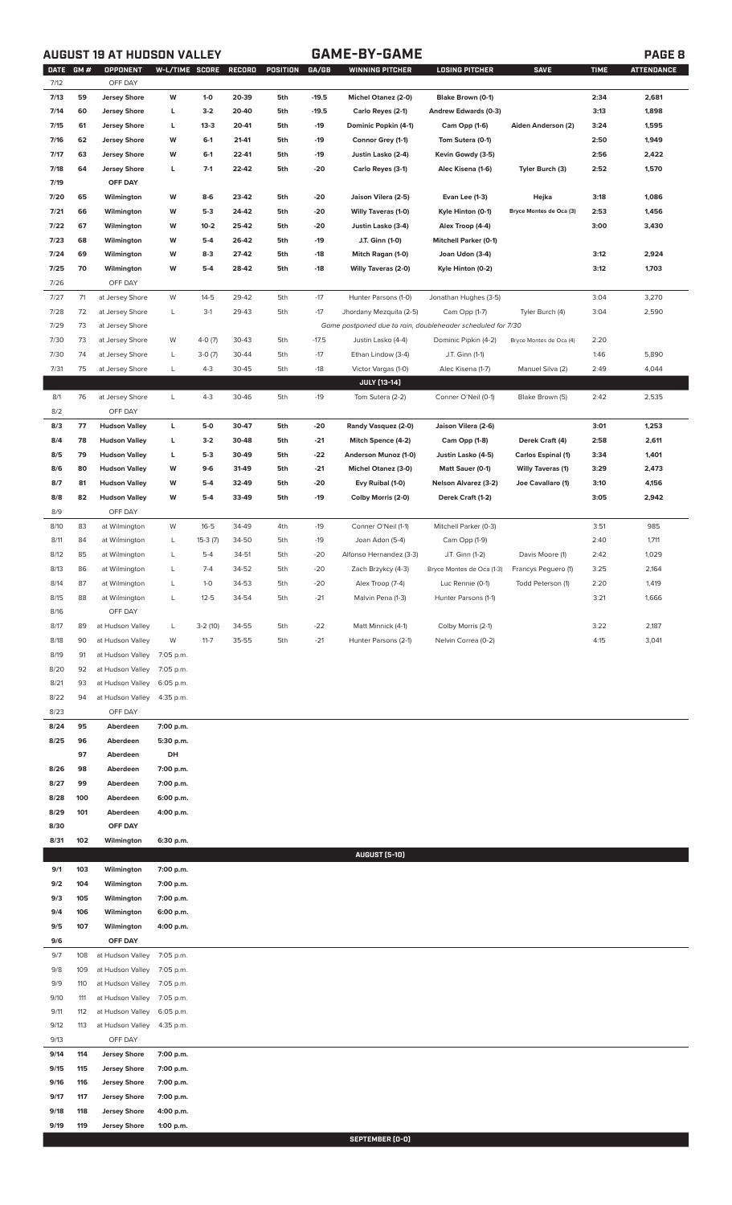## AUGUST 19 AT HUDSON VALLEY — GAME-BY-GAME

| DATE | GM # | OPPONENT | W-L/TIME | SCORE | RECORD | POSITION | GA/GB | WINNING PITCHER | LOSING PITCHER | SAVE | TIME | ATTENDANCE |
|---|---|---|---|---|---|---|---|---|---|---|---|---|
| 7/12 | | OFF DAY | | | | | | | | | | |
| 7/13 | 59 | Jersey Shore | W | 1-0 | 20-39 | 5th | -19.5 | Michel Otanez (2-0) | Blake Brown (0-1) | | 2:34 | 2,681 |
| 7/14 | 60 | Jersey Shore | L | 3-2 | 20-40 | 5th | -19.5 | Carlo Reyes (2-1) | Andrew Edwards (0-3) | | 3:13 | 1,898 |
| 7/15 | 61 | Jersey Shore | L | 13-3 | 20-41 | 5th | -19 | Dominic Popkin (4-1) | Cam Opp (1-6) | Aiden Anderson (2) | 3:24 | 1,595 |
| 7/16 | 62 | Jersey Shore | W | 6-1 | 21-41 | 5th | -19 | Connor Grey (1-1) | Tom Sutera (0-1) | | 2:50 | 1,949 |
| 7/17 | 63 | Jersey Shore | W | 6-1 | 22-41 | 5th | -19 | Justin Lasko (2-4) | Kevin Gowdy (3-5) | | 2:56 | 2,422 |
| 7/18 | 64 | Jersey Shore | L | 7-1 | 22-42 | 5th | -20 | Carlo Reyes (3-1) | Alec Kisena (1-6) | Tyler Burch (3) | 2:52 | 1,570 |
| 7/19 | | OFF DAY | | | | | | | | | | |
| 7/20 | 65 | Wilmington | W | 8-6 | 23-42 | 5th | -20 | Jaison Vilera (2-5) | Evan Lee (1-3) | Hejka | 3:18 | 1,086 |
| 7/21 | 66 | Wilmington | W | 5-3 | 24-42 | 5th | -20 | Willy Taveras (1-0) | Kyle Hinton (0-1) | Bryce Montes de Oca (3) | 2:53 | 1,456 |
| 7/22 | 67 | Wilmington | W | 10-2 | 25-42 | 5th | -20 | Justin Lasko (3-4) | Alex Troop (4-4) | | 3:00 | 3,430 |
| 7/23 | 68 | Wilmington | W | 5-4 | 26-42 | 5th | -19 | J.T. Ginn (1-0) | Mitchell Parker (0-1) | | | |
| 7/24 | 69 | Wilmington | W | 8-3 | 27-42 | 5th | -18 | Mitch Ragan (1-0) | Joan Udon (3-4) | | 3:12 | 2,924 |
| 7/25 | 70 | Wilmington | W | 5-4 | 28-42 | 5th | -18 | Willy Taveras (2-0) | Kyle Hinton (0-2) | | 3:12 | 1,703 |
| 7/26 | | OFF DAY | | | | | | | | | | |
| 7/27 | 71 | at Jersey Shore | W | 14-5 | 29-42 | 5th | -17 | Hunter Parsons (1-0) | Jonathan Hughes (3-5) | | 3:04 | 3,270 |
| 7/28 | 72 | at Jersey Shore | L | 3-1 | 29-43 | 5th | -17 | Jhordany Mezquita (2-5) | Cam Opp (1-7) | Tyler Burch (4) | 3:04 | 2,590 |
| 7/29 | 73 | at Jersey Shore | | | | | | Game postponed due to rain, doubleheader scheduled for 7/30 | | | | |
| 7/30 | 73 | at Jersey Shore | W | 4-0 (7) | 30-43 | 5th | -17.5 | Justin Lasko (4-4) | Dominic Pipkin (4-2) | Bryce Montes de Oca (4) | 2:20 | |
| 7/30 | 74 | at Jersey Shore | L | 3-0 (7) | 30-44 | 5th | -17 | Ethan Lindow (3-4) | J.T. Ginn (1-1) | | 1:46 | 5,890 |
| 7/31 | 75 | at Jersey Shore | L | 4-3 | 30-45 | 5th | -18 | Victor Vargas (1-0) | Alec Kisena (1-7) | Manuel Silva (2) | 2:49 | 4,044 |
| | | | | | | | | JULY (13-14) | | | | |
| 8/1 | 76 | at Jersey Shore | L | 4-3 | 30-46 | 5th | -19 | Tom Sutera (2-2) | Conner O'Neil (0-1) | Blake Brown (5) | 2:42 | 2,535 |
| 8/2 | | OFF DAY | | | | | | | | | | |
| 8/3 | 77 | Hudson Valley | L | 5-0 | 30-47 | 5th | -20 | Randy Vasquez (2-0) | Jaison Vilera (2-6) | | 3:01 | 1,253 |
| 8/4 | 78 | Hudson Valley | L | 3-2 | 30-48 | 5th | -21 | Mitch Spence (4-2) | Cam Opp (1-8) | Derek Craft (4) | 2:58 | 2,611 |
| 8/5 | 79 | Hudson Valley | L | 5-3 | 30-49 | 5th | -22 | Anderson Munoz (1-0) | Justin Lasko (4-5) | Carlos Espinal (1) | 3:34 | 1,401 |
| 8/6 | 80 | Hudson Valley | W | 9-6 | 31-49 | 5th | -21 | Michel Otanez (3-0) | Matt Sauer (0-1) | Willy Taveras (1) | 3:29 | 2,473 |
| 8/7 | 81 | Hudson Valley | W | 5-4 | 32-49 | 5th | -20 | Evy Ruibal (1-0) | Nelson Alvarez (3-2) | Joe Cavallaro (1) | 3:10 | 4,156 |
| 8/8 | 82 | Hudson Valley | W | 5-4 | 33-49 | 5th | -19 | Colby Morris (2-0) | Derek Craft (1-2) | | 3:05 | 2,942 |
| 8/9 | | OFF DAY | | | | | | | | | | |
| 8/10 | 83 | at Wilmington | W | 16-5 | 34-49 | 4th | -19 | Conner O'Neil (1-1) | Mitchell Parker (0-3) | | 3:51 | 985 |
| 8/11 | 84 | at Wilmington | L | 15-3 (7) | 34-50 | 5th | -19 | Joan Adon (5-4) | Cam Opp (1-9) | | 2:40 | 1,711 |
| 8/12 | 85 | at Wilmington | L | 5-4 | 34-51 | 5th | -20 | Alfonso Hernandez (3-3) | J.T. Ginn (1-2) | Davis Moore (1) | 2:42 | 1,029 |
| 8/13 | 86 | at Wilmington | L | 7-4 | 34-52 | 5th | -20 | Zach Brzykcy (4-3) | Bryce Montes de Oca (1-3) | Francys Peguero (1) | 3:25 | 2,164 |
| 8/14 | 87 | at Wilmington | L | 1-0 | 34-53 | 5th | -20 | Alex Troop (7-4) | Luc Rennie (0-1) | Todd Peterson (1) | 2:20 | 1,419 |
| 8/15 | 88 | at Wilmington | L | 12-5 | 34-54 | 5th | -21 | Malvin Pena (1-3) | Hunter Parsons (1-1) | | 3:21 | 1,666 |
| 8/16 | | OFF DAY | | | | | | | | | | |
| 8/17 | 89 | at Hudson Valley | L | 3-2 (10) | 34-55 | 5th | -22 | Matt Minnick (4-1) | Colby Morris (2-1) | | 3:22 | 2,187 |
| 8/18 | 90 | at Hudson Valley | W | 11-7 | 35-55 | 5th | -21 | Hunter Parsons (2-1) | Nelvin Correa (0-2) | | 4:15 | 3,041 |
| 8/19 | 91 | at Hudson Valley | 7:05 p.m. | | | | | | | | | |
| 8/20 | 92 | at Hudson Valley | 7:05 p.m. | | | | | | | | | |
| 8/21 | 93 | at Hudson Valley | 6:05 p.m. | | | | | | | | | |
| 8/22 | 94 | at Hudson Valley | 4:35 p.m. | | | | | | | | | |
| 8/23 | | OFF DAY | | | | | | | | | | |
| 8/24 | 95 | Aberdeen | 7:00 p.m. | | | | | | | | | |
| 8/25 | 96 | Aberdeen | 5:30 p.m. | | | | | | | | | |
| | 97 | Aberdeen | DH | | | | | | | | | |
| 8/26 | 98 | Aberdeen | 7:00 p.m. | | | | | | | | | |
| 8/27 | 99 | Aberdeen | 7:00 p.m. | | | | | | | | | |
| 8/28 | 100 | Aberdeen | 6:00 p.m. | | | | | | | | | |
| 8/29 | 101 | Aberdeen | 4:00 p.m. | | | | | | | | | |
| 8/30 | | OFF DAY | | | | | | | | | | |
| 8/31 | 102 | Wilmington | 6:30 p.m. | | | | | | | | | |
| | | | | | | | | AUGUST (5-10) | | | | |
| 9/1 | 103 | Wilmington | 7:00 p.m. | | | | | | | | | |
| 9/2 | 104 | Wilmington | 7:00 p.m. | | | | | | | | | |
| 9/3 | 105 | Wilmington | 7:00 p.m. | | | | | | | | | |
| 9/4 | 106 | Wilmington | 6:00 p.m. | | | | | | | | | |
| 9/5 | 107 | Wilmington | 4:00 p.m. | | | | | | | | | |
| 9/6 | | OFF DAY | | | | | | | | | | |
| 9/7 | 108 | at Hudson Valley | 7:05 p.m. | | | | | | | | | |
| 9/8 | 109 | at Hudson Valley | 7:05 p.m. | | | | | | | | | |
| 9/9 | 110 | at Hudson Valley | 7:05 p.m. | | | | | | | | | |
| 9/10 | 111 | at Hudson Valley | 7:05 p.m. | | | | | | | | | |
| 9/11 | 112 | at Hudson Valley | 6:05 p.m. | | | | | | | | | |
| 9/12 | 113 | at Hudson Valley | 4:35 p.m. | | | | | | | | | |
| 9/13 | | OFF DAY | | | | | | | | | | |
| 9/14 | 114 | Jersey Shore | 7:00 p.m. | | | | | | | | | |
| 9/15 | 115 | Jersey Shore | 7:00 p.m. | | | | | | | | | |
| 9/16 | 116 | Jersey Shore | 7:00 p.m. | | | | | | | | | |
| 9/17 | 117 | Jersey Shore | 7:00 p.m. | | | | | | | | | |
| 9/18 | 118 | Jersey Shore | 4:00 p.m. | | | | | | | | | |
| 9/19 | 119 | Jersey Shore | 1:00 p.m. | | | | | | | | | |
| | | | | | | | | SEPTEMBER (0-0) | | | | |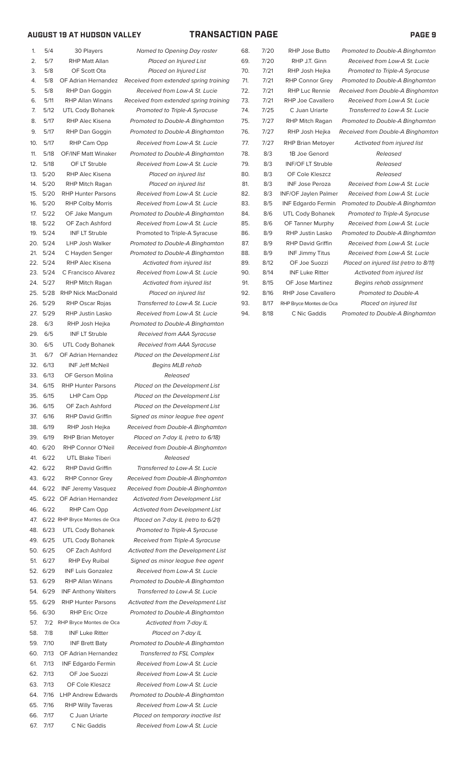## TRANSACTION PAGE

| | | | |
|---|---|---|---|
| 1. | 5/4 | 30 Players | *Named to Opening Day roster* |
| 2. | 5/7 | RHP Matt Allan | *Placed on Injured List* |
| 3. | 5/8 | OF Scott Ota | *Placed on Injured List* |
| 4. | 5/8 | OF Adrian Hernandez | *Received from extended spring training* |
| 5. | 5/8 | RHP Dan Goggin | *Received from Low-A St. Lucie* |
| 6. | 5/11 | RHP Allan Winans | *Received from extended spring training* |
| 7. | 5/12 | UTL Cody Bohanek | *Promoted to Triple-A Syracuse* |
| 8. | 5/17 | RHP Alec Kisena | *Promoted to Double-A Binghamton* |
| 9. | 5/17 | RHP Dan Goggin | *Promoted to Double-A Binghamton* |
| 10. | 5/17 | RHP Cam Opp | *Received from Low-A St. Lucie* |
| 11. | 5/18 | OF/INF Matt Winaker | *Promoted to Double-A Binghamton* |
| 12. | 5/18 | OF LT Struble | *Received from Low-A St. Lucie* |
| 13. | 5/20 | RHP Alec Kisena | *Placed on injured list* |
| 14. | 5/20 | RHP Mitch Ragan | *Placed on injured list* |
| 15. | 5/20 | RHP Hunter Parsons | *Received from Low-A St. Lucie* |
| 16. | 5/20 | RHP Colby Morris | *Received from Low-A St. Lucie* |
| 17. | 5/22 | OF Jake Mangum | *Promoted to Double-A Binghamton* |
| 18. | 5/22 | OF Zach Ashford | *Received from Low-A St. Lucie* |
| 19. | 5/24 | INF LT Struble | Promoted to Triple-A Syracuse |
| 20. | 5/24 | LHP Josh Walker | *Promoted to Double-A Binghamton* |
| 21. | 5/24 | C Hayden Senger | *Promoted to Double-A Binghamton* |
| 22. | 5/24 | RHP Alec Kisena | *Activated from injured list* |
| 23. | 5/24 | C Francisco Alvarez | *Received from Low-A St. Lucie* |
| 24. | 5/27 | RHP Mitch Ragan | *Activated from injured list* |
| 25. | 5/28 | RHP Nick MacDonald | *Placed on injured list* |
| 26. | 5/29 | RHP Oscar Rojas | *Transferred to Low-A St. Lucie* |
| 27. | 5/29 | RHP Justin Lasko | *Received from Low-A St. Lucie* |
| 28. | 6/3 | RHP Josh Hejka | *Promoted to Double-A Binghamton* |
| 29. | 6/5 | INF LT Struble | *Received from AAA Syracuse* |
| 30. | 6/5 | UTL Cody Bohanek | *Received from AAA Syracuse* |
| 31. | 6/7 | OF Adrian Hernandez | *Placed on the Development List* |
| 32. | 6/13 | INF Jeff McNeil | *Begins MLB rehab* |
| 33. | 6/13 | OF Gerson Molina | *Released* |
| 34. | 6/15 | RHP Hunter Parsons | *Placed on the Development List* |
| 35. | 6/15 | LHP Cam Opp | *Placed on the Development List* |
| 36. | 6/15 | OF Zach Ashford | *Placed on the Development List* |
| 37. | 6/16 | RHP David Griffin | *Signed as minor league free agent* |
| 38. | 6/19 | RHP Josh Hejka | *Received from Double-A Binghamton* |
| 39. | 6/19 | RHP Brian Metoyer | *Placed on 7-day IL (retro to 6/18)* |
| 40. | 6/20 | RHP Connor O'Neil | *Received from Double-A Binghamton* |
| 41. | 6/22 | UTL Blake Tiberi | *Released* |
| 42. | 6/22 | RHP David Griffin | *Transferred to Low-A St. Lucie* |
| 43. | 6/22 | RHP Connor Grey | *Received from Double-A Binghamton* |
| 44. | 6/22 | INF Jeremy Vasquez | *Received from Double-A Binghamton* |
| 45. | 6/22 | OF Adrian Hernandez | *Activated from Development List* |
| 46. | 6/22 | RHP Cam Opp | *Activated from Development List* |
| 47. | 6/22 | RHP Bryce Montes de Oca | *Placed on 7-day IL (retro to 6/21)* |
| 48. | 6/23 | UTL Cody Bohanek | *Promoted to Triple-A Syracuse* |
| 49. | 6/25 | UTL Cody Bohanek | *Received from Triple-A Syracuse* |
| 50. | 6/25 | OF Zach Ashford | *Activated from the Development List* |
| 51. | 6/27 | RHP Evy Ruibal | *Signed as minor league free agent* |
| 52. | 6/29 | INF Luis Gonzalez | *Received from Low-A St. Lucie* |
| 53. | 6/29 | RHP Allan Winans | *Promoted to Double-A Binghamton* |
| 54. | 6/29 | INF Anthony Walters | *Transferred to Low-A St. Lucie* |
| 55. | 6/29 | RHP Hunter Parsons | *Activated from the Development List* |
| 56. | 6/30 | RHP Eric Orze | *Promoted to Double-A Binghamton* |
| 57. | 7/2 | RHP Bryce Montes de Oca | *Activated from 7-day IL* |
| 58. | 7/8 | INF Luke Ritter | *Placed on 7-day IL* |
| 59. | 7/10 | INF Brett Baty | *Promoted to Double-A Binghamton* |
| 60. | 7/13 | OF Adrian Hernandez | *Transferred to FSL Complex* |
| 61. | 7/13 | INF Edgardo Fermin | *Received from Low-A St. Lucie* |
| 62. | 7/13 | OF Joe Suozzi | *Received from Low-A St. Lucie* |
| 63. | 7/13 | OF Cole Kleszcz | *Received from Low-A St. Lucie* |
| 64. | 7/16 | LHP Andrew Edwards | *Promoted to Double-A Binghamton* |
| 65. | 7/16 | RHP Willy Taveras | *Received from Low-A St. Lucie* |
| 66. | 7/17 | C Juan Uriarte | *Placed on temporary inactive list* |
| 67. | 7/17 | C Nic Gaddis | *Received from Low-A St. Lucie* |
| 68. | 7/20 | RHP Jose Butto | *Promoted to Double-A Binghamton* |
| 69. | 7/20 | RHP J.T. Ginn | *Received from Low-A St. Lucie* |
| 70. | 7/21 | RHP Josh Hejka | *Promoted to Triple-A Syracuse* |
| 71. | 7/21 | RHP Connor Grey | *Promoted to Double-A Binghamton* |
| 72. | 7/21 | RHP Luc Rennie | *Received from Double-A Binghamton* |
| 73. | 7/21 | RHP Joe Cavallero | *Received from Low-A St. Lucie* |
| 74. | 7/25 | C Juan Uriarte | *Transferred to Low-A St. Lucie* |
| 75. | 7/27 | RHP Mitch Ragan | *Promoted to Double-A Binghamton* |
| 76. | 7/27 | RHP Josh Hejka | *Received from Double-A Binghamton* |
| 77. | 7/27 | RHP Brian Metoyer | *Activated from injured list* |
| 78. | 8/3 | 1B Joe Genord | *Released* |
| 79. | 8/3 | INF/OF LT Struble | *Released* |
| 80. | 8/3 | OF Cole Kleszcz | *Released* |
| 81. | 8/3 | INF Jose Peroza | *Received from Low-A St. Lucie* |
| 82. | 8/3 | INF/OF Jaylen Palmer | *Received from Low-A St. Lucie* |
| 83. | 8/5 | INF Edgardo Fermin | *Promoted to Double-A Binghamton* |
| 84. | 8/6 | UTL Cody Bohanek | *Promoted to Triple-A Syracuse* |
| 85. | 8/6 | OF Tanner Murphy | *Received from Low-A St. Lucie* |
| 86. | 8/9 | RHP Justin Lasko | *Promoted to Double-A Binghamton* |
| 87. | 8/9 | RHP David Griffin | *Received from Low-A St. Lucie* |
| 88. | 8/9 | INF Jimmy Titus | *Received from Low-A St. Lucie* |
| 89. | 8/12 | OF Joe Suozzi | *Placed on injured list (retro to 8/11)* |
| 90. | 8/14 | INF Luke Ritter | *Activated from injured list* |
| 91. | 8/15 | OF Jose Martinez | *Begins rehab assignment* |
| 92. | 8/16 | RHP Jose Cavallero | *Promoted to Double-A* |
| 93. | 8/17 | RHP Bryce Montes de Oca | *Placed on injured list* |
| 94. | 8/18 | C Nic Gaddis | *Promoted to Double-A Binghamton* |